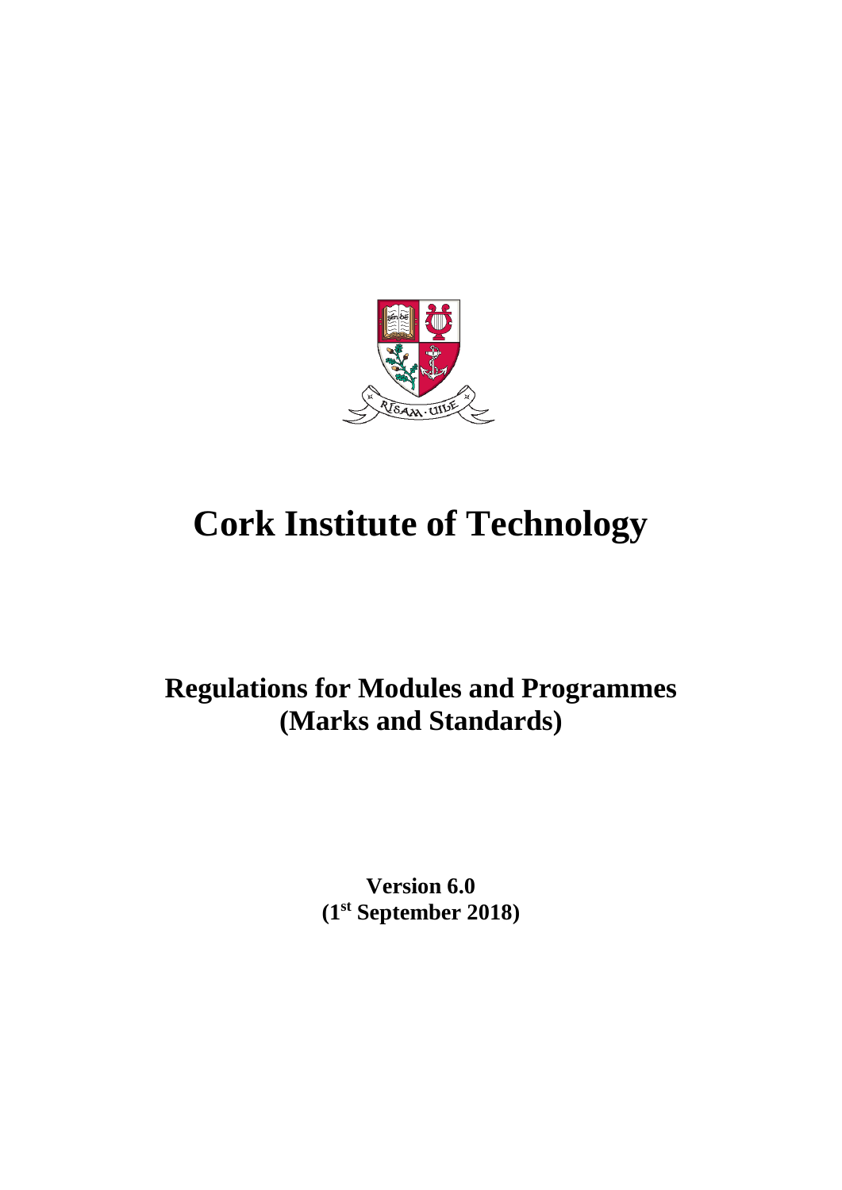# Cork Institute of Technology

## Regulations for Modules and Programmes (Marks and Standards)

**Version 6.0**
**(1st September 2018)**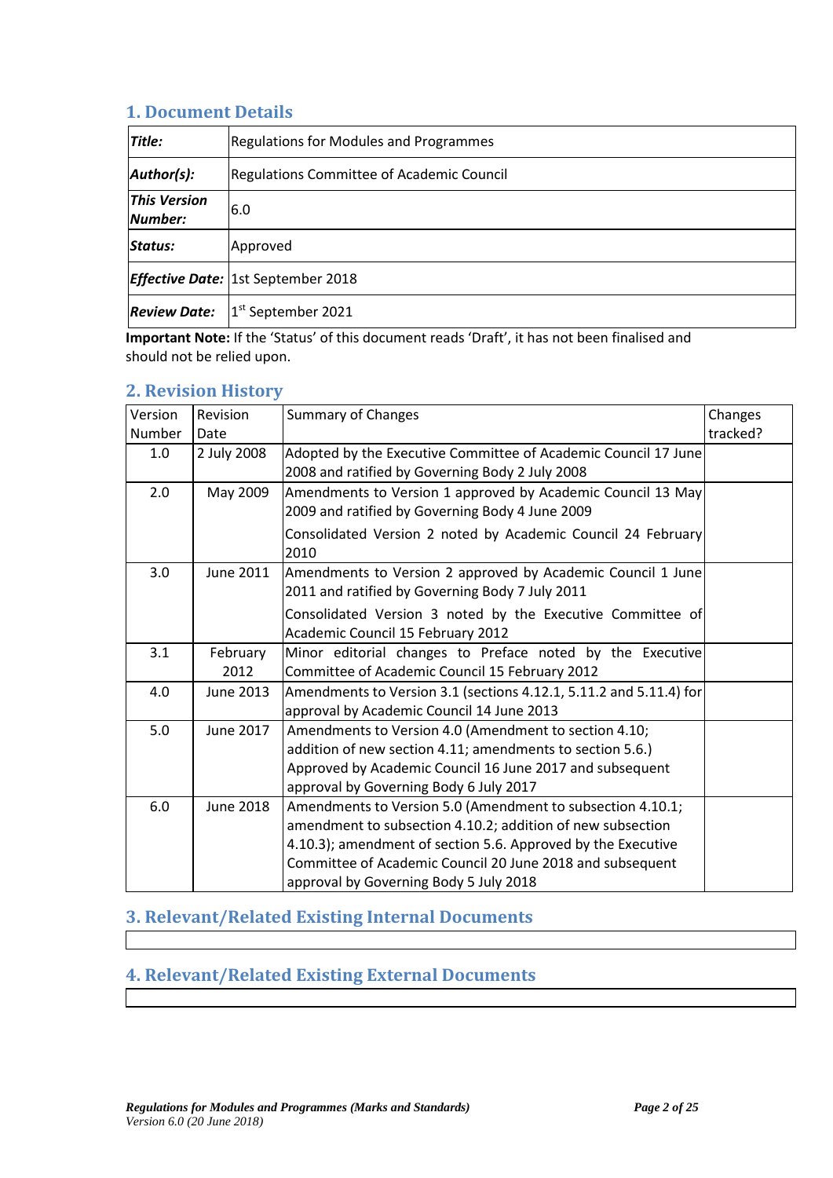## 1. Document Details

| | |
|---|---|
| ***Title:*** | Regulations for Modules and Programmes |
| ***Author(s):*** | Regulations Committee of Academic Council |
| ***This Version Number:*** | 6.0 |
| ***Status:*** | Approved |
| ***Effective Date:*** | 1st September 2018 |
| ***Review Date:*** | 1st September 2021 |

**Important Note:** If the 'Status' of this document reads 'Draft', it has not been finalised and should not be relied upon.

## 2. Revision History

| Version Number | Revision Date | Summary of Changes | Changes tracked? |
|---|---|---|---|
| 1.0 | 2 July 2008 | Adopted by the Executive Committee of Academic Council 17 June 2008 and ratified by Governing Body 2 July 2008 | |
| 2.0 | May 2009 | Amendments to Version 1 approved by Academic Council 13 May 2009 and ratified by Governing Body 4 June 2009<br>Consolidated Version 2 noted by Academic Council 24 February 2010 | |
| 3.0 | June 2011 | Amendments to Version 2 approved by Academic Council 1 June 2011 and ratified by Governing Body 7 July 2011<br>Consolidated Version 3 noted by the Executive Committee of Academic Council 15 February 2012 | |
| 3.1 | February 2012 | Minor editorial changes to Preface noted by the Executive Committee of Academic Council 15 February 2012 | |
| 4.0 | June 2013 | Amendments to Version 3.1 (sections 4.12.1, 5.11.2 and 5.11.4) for approval by Academic Council 14 June 2013 | |
| 5.0 | June 2017 | Amendments to Version 4.0 (Amendment to section 4.10; addition of new section 4.11; amendments to section 5.6.) Approved by Academic Council 16 June 2017 and subsequent approval by Governing Body 6 July 2017 | |
| 6.0 | June 2018 | Amendments to Version 5.0 (Amendment to subsection 4.10.1; amendment to subsection 4.10.2; addition of new subsection 4.10.3); amendment of section 5.6. Approved by the Executive Committee of Academic Council 20 June 2018 and subsequent approval by Governing Body 5 July 2018 | |

## 3. Relevant/Related Existing Internal Documents

## 4. Relevant/Related Existing External Documents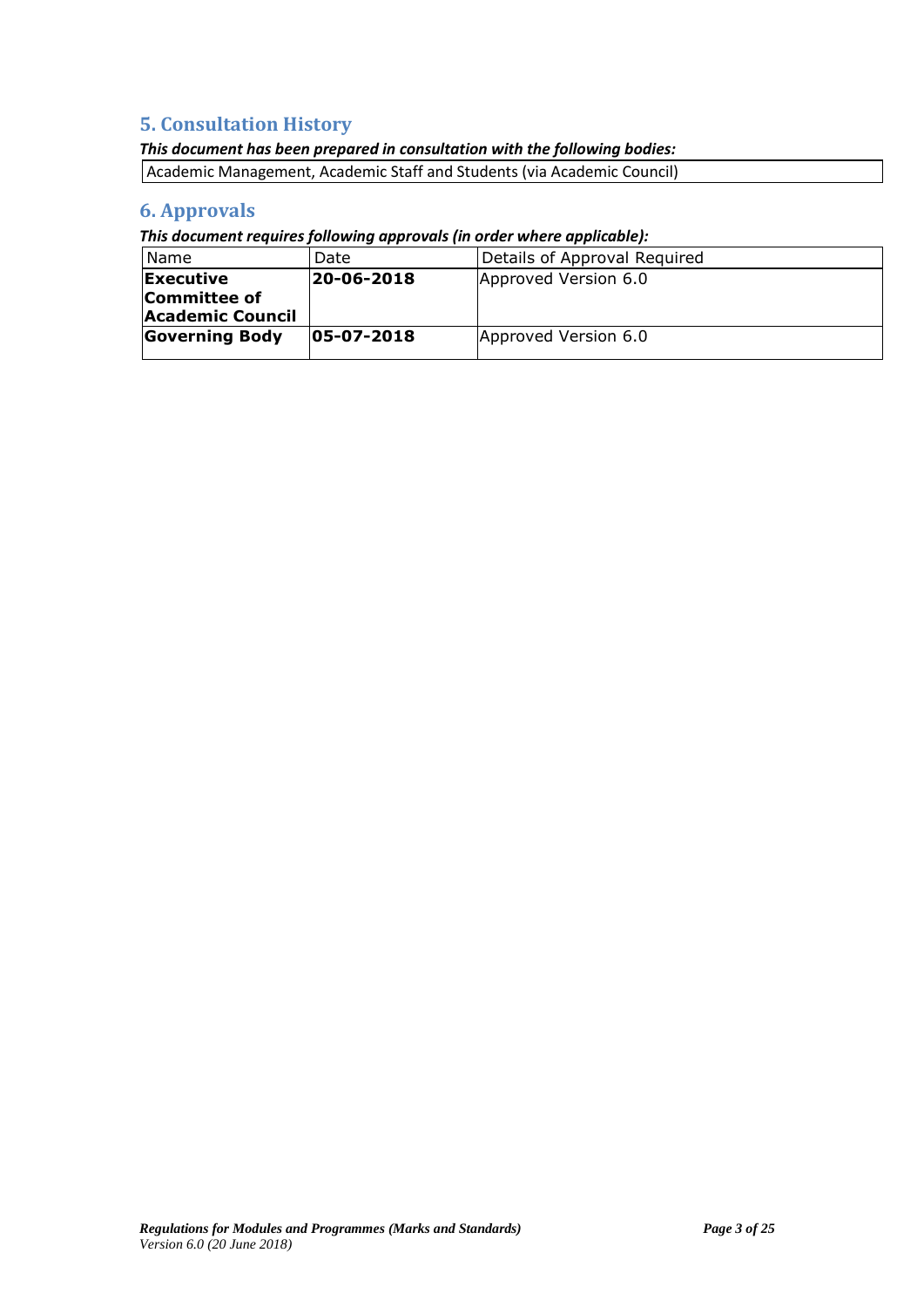## 5. Consultation History

***This document has been prepared in consultation with the following bodies:***

| Academic Management, Academic Staff and Students (via Academic Council) |
|---|

## 6. Approvals

***This document requires following approvals (in order where applicable):***

| Name | Date | Details of Approval Required |
|---|---|---|
| **Executive Committee of Academic Council** | **20-06-2018** | Approved Version 6.0 |
| **Governing Body** | **05-07-2018** | Approved Version 6.0 |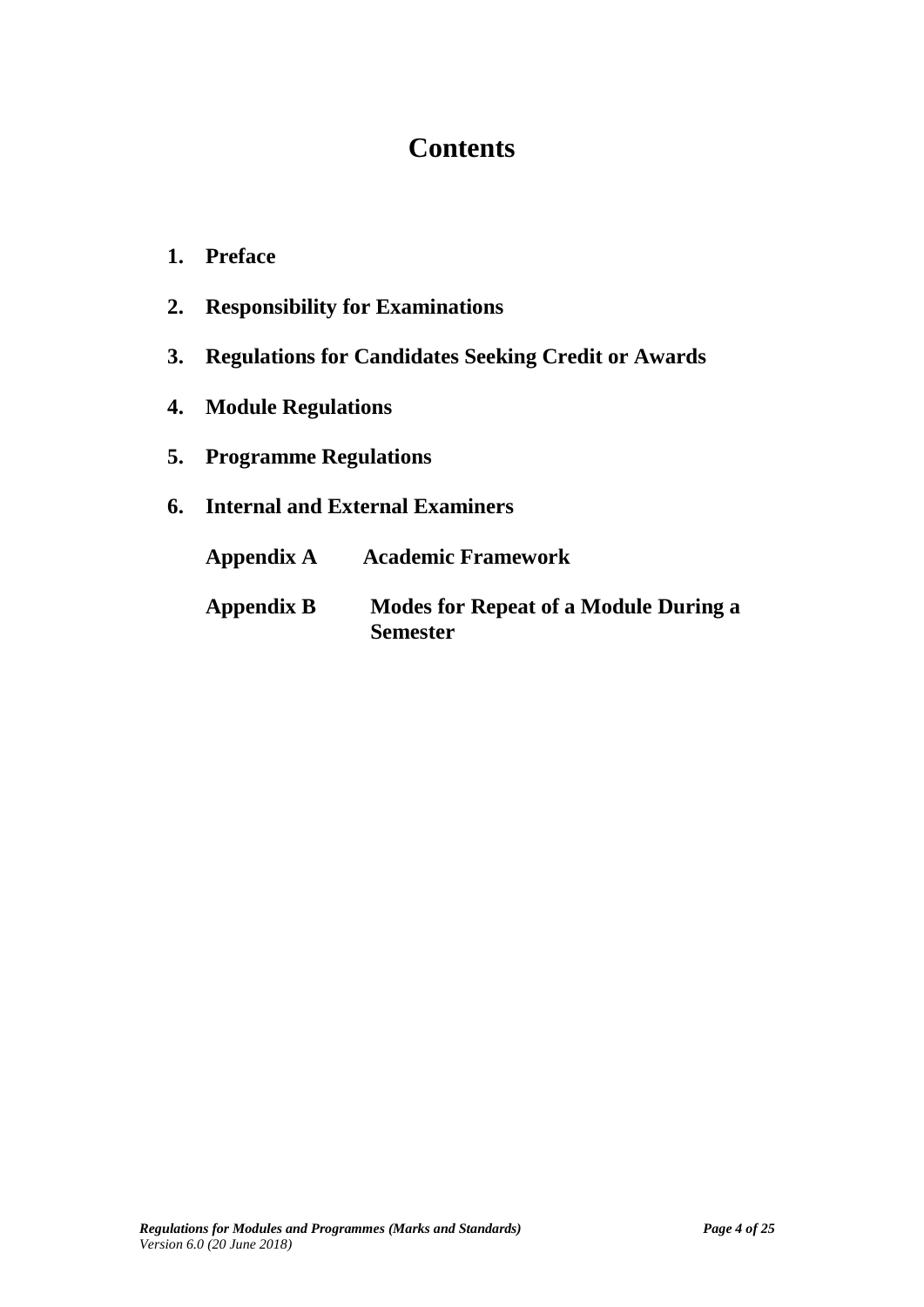# Contents

1. **Preface**
2. **Responsibility for Examinations**
3. **Regulations for Candidates Seeking Credit or Awards**
4. **Module Regulations**
5. **Programme Regulations**
6. **Internal and External Examiners**

**Appendix A** **Academic Framework**

**Appendix B** **Modes for Repeat of a Module During a Semester**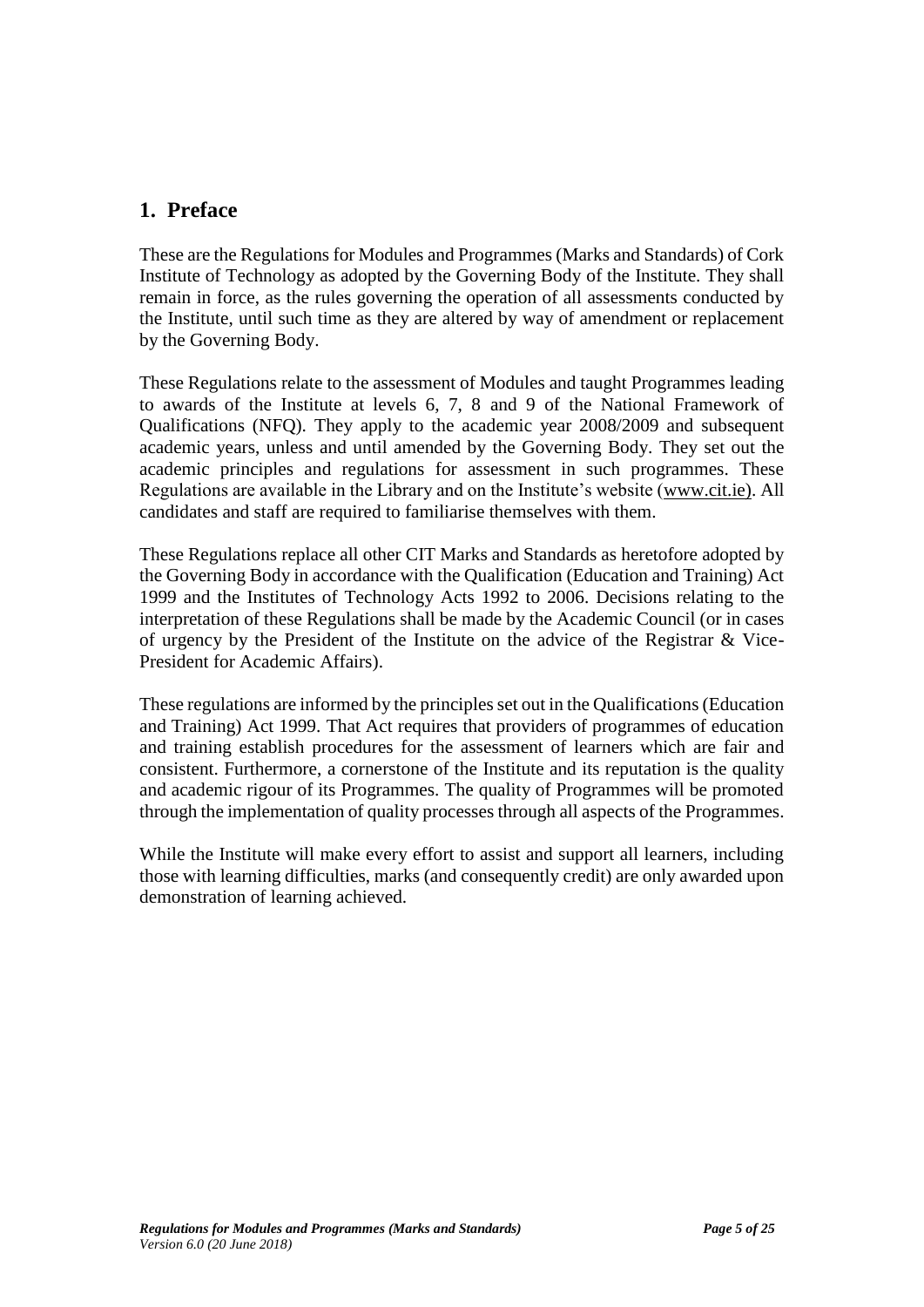## 1. Preface

These are the Regulations for Modules and Programmes (Marks and Standards) of Cork Institute of Technology as adopted by the Governing Body of the Institute. They shall remain in force, as the rules governing the operation of all assessments conducted by the Institute, until such time as they are altered by way of amendment or replacement by the Governing Body.

These Regulations relate to the assessment of Modules and taught Programmes leading to awards of the Institute at levels 6, 7, 8 and 9 of the National Framework of Qualifications (NFQ). They apply to the academic year 2008/2009 and subsequent academic years, unless and until amended by the Governing Body. They set out the academic principles and regulations for assessment in such programmes. These Regulations are available in the Library and on the Institute's website (www.cit.ie). All candidates and staff are required to familiarise themselves with them.

These Regulations replace all other CIT Marks and Standards as heretofore adopted by the Governing Body in accordance with the Qualification (Education and Training) Act 1999 and the Institutes of Technology Acts 1992 to 2006. Decisions relating to the interpretation of these Regulations shall be made by the Academic Council (or in cases of urgency by the President of the Institute on the advice of the Registrar & Vice-President for Academic Affairs).

These regulations are informed by the principles set out in the Qualifications (Education and Training) Act 1999. That Act requires that providers of programmes of education and training establish procedures for the assessment of learners which are fair and consistent. Furthermore, a cornerstone of the Institute and its reputation is the quality and academic rigour of its Programmes. The quality of Programmes will be promoted through the implementation of quality processes through all aspects of the Programmes.

While the Institute will make every effort to assist and support all learners, including those with learning difficulties, marks (and consequently credit) are only awarded upon demonstration of learning achieved.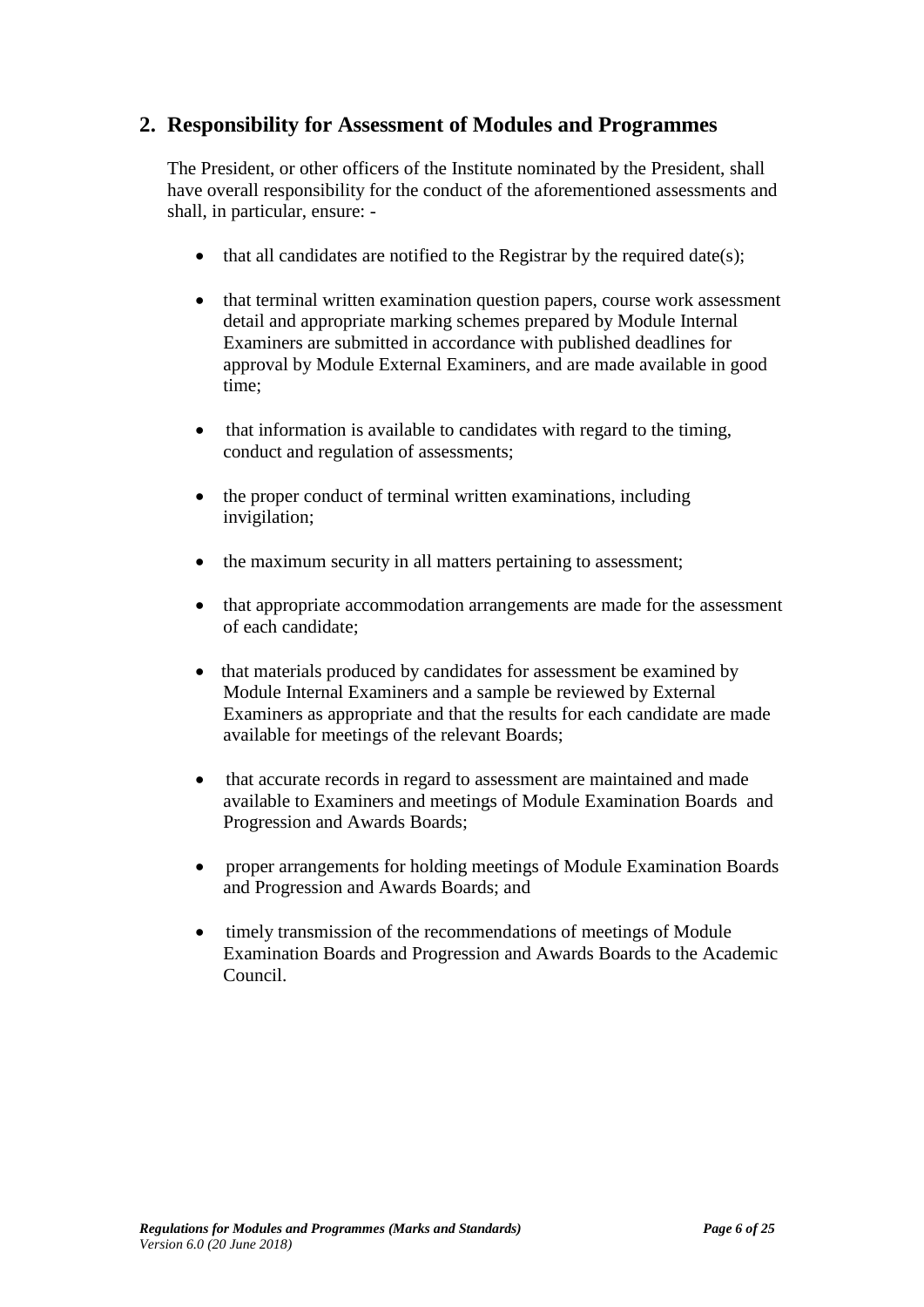## 2. Responsibility for Assessment of Modules and Programmes

The President, or other officers of the Institute nominated by the President, shall have overall responsibility for the conduct of the aforementioned assessments and shall, in particular, ensure: -

- that all candidates are notified to the Registrar by the required date(s);
- that terminal written examination question papers, course work assessment detail and appropriate marking schemes prepared by Module Internal Examiners are submitted in accordance with published deadlines for approval by Module External Examiners, and are made available in good time;
- that information is available to candidates with regard to the timing, conduct and regulation of assessments;
- the proper conduct of terminal written examinations, including invigilation;
- the maximum security in all matters pertaining to assessment;
- that appropriate accommodation arrangements are made for the assessment of each candidate;
- that materials produced by candidates for assessment be examined by Module Internal Examiners and a sample be reviewed by External Examiners as appropriate and that the results for each candidate are made available for meetings of the relevant Boards;
- that accurate records in regard to assessment are maintained and made available to Examiners and meetings of Module Examination Boards and Progression and Awards Boards;
- proper arrangements for holding meetings of Module Examination Boards and Progression and Awards Boards; and
- timely transmission of the recommendations of meetings of Module Examination Boards and Progression and Awards Boards to the Academic Council.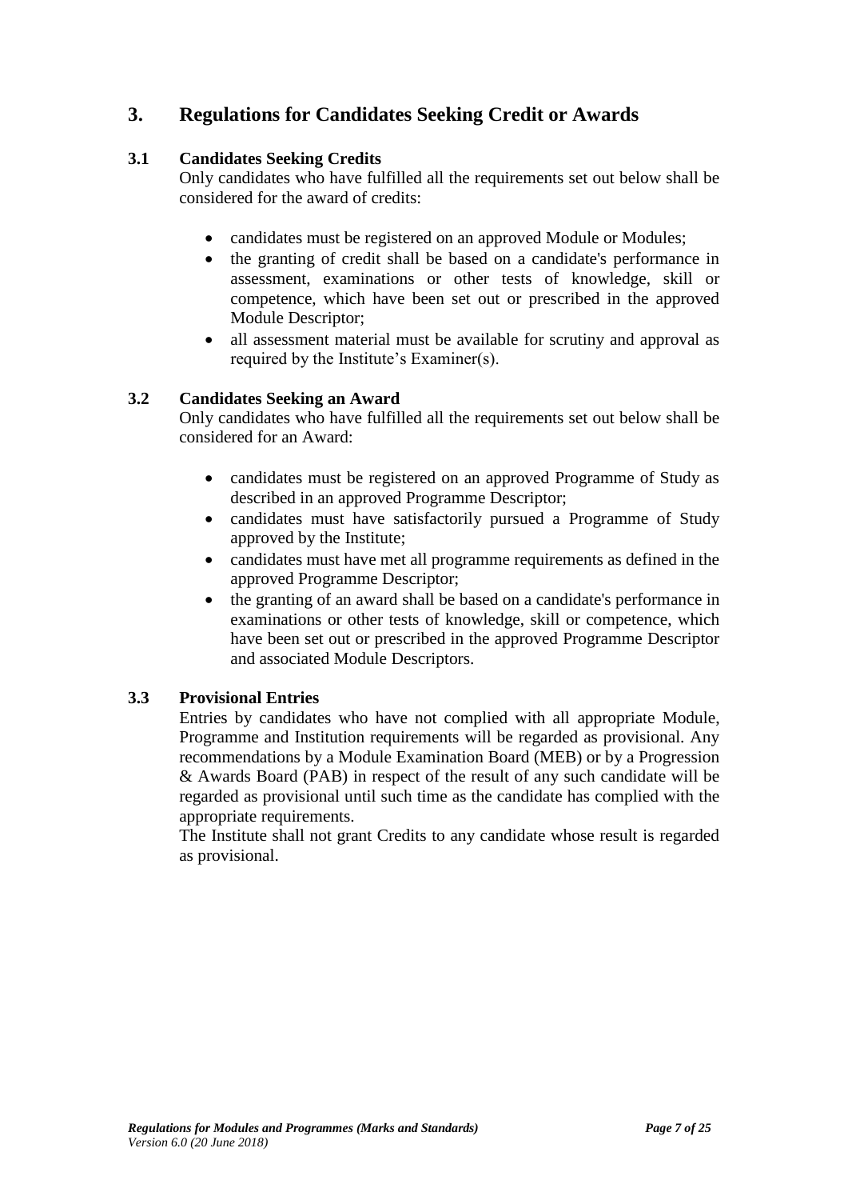## 3. Regulations for Candidates Seeking Credit or Awards

### 3.1 Candidates Seeking Credits

Only candidates who have fulfilled all the requirements set out below shall be considered for the award of credits:

- candidates must be registered on an approved Module or Modules;
- the granting of credit shall be based on a candidate's performance in assessment, examinations or other tests of knowledge, skill or competence, which have been set out or prescribed in the approved Module Descriptor;
- all assessment material must be available for scrutiny and approval as required by the Institute's Examiner(s).

### 3.2 Candidates Seeking an Award

Only candidates who have fulfilled all the requirements set out below shall be considered for an Award:

- candidates must be registered on an approved Programme of Study as described in an approved Programme Descriptor;
- candidates must have satisfactorily pursued a Programme of Study approved by the Institute;
- candidates must have met all programme requirements as defined in the approved Programme Descriptor;
- the granting of an award shall be based on a candidate's performance in examinations or other tests of knowledge, skill or competence, which have been set out or prescribed in the approved Programme Descriptor and associated Module Descriptors.

### 3.3 Provisional Entries

Entries by candidates who have not complied with all appropriate Module, Programme and Institution requirements will be regarded as provisional. Any recommendations by a Module Examination Board (MEB) or by a Progression & Awards Board (PAB) in respect of the result of any such candidate will be regarded as provisional until such time as the candidate has complied with the appropriate requirements.

The Institute shall not grant Credits to any candidate whose result is regarded as provisional.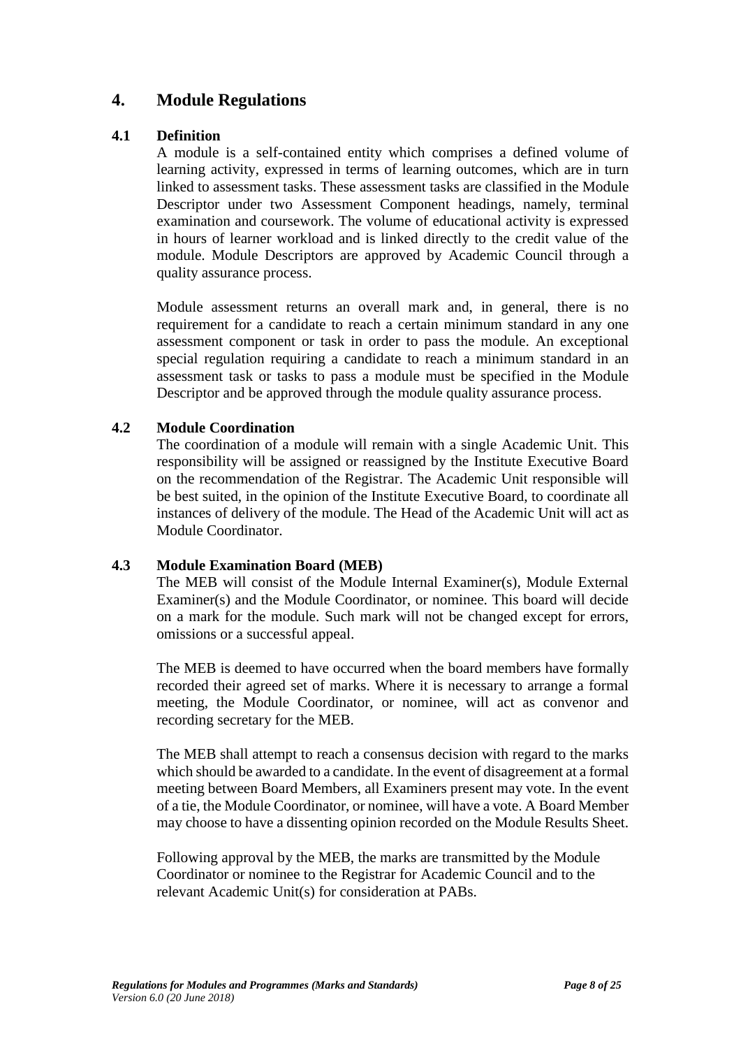# 4. Module Regulations

## 4.1 Definition

A module is a self-contained entity which comprises a defined volume of learning activity, expressed in terms of learning outcomes, which are in turn linked to assessment tasks. These assessment tasks are classified in the Module Descriptor under two Assessment Component headings, namely, terminal examination and coursework. The volume of educational activity is expressed in hours of learner workload and is linked directly to the credit value of the module. Module Descriptors are approved by Academic Council through a quality assurance process.

Module assessment returns an overall mark and, in general, there is no requirement for a candidate to reach a certain minimum standard in any one assessment component or task in order to pass the module. An exceptional special regulation requiring a candidate to reach a minimum standard in an assessment task or tasks to pass a module must be specified in the Module Descriptor and be approved through the module quality assurance process.

## 4.2 Module Coordination

The coordination of a module will remain with a single Academic Unit. This responsibility will be assigned or reassigned by the Institute Executive Board on the recommendation of the Registrar. The Academic Unit responsible will be best suited, in the opinion of the Institute Executive Board, to coordinate all instances of delivery of the module. The Head of the Academic Unit will act as Module Coordinator.

## 4.3 Module Examination Board (MEB)

The MEB will consist of the Module Internal Examiner(s), Module External Examiner(s) and the Module Coordinator, or nominee. This board will decide on a mark for the module. Such mark will not be changed except for errors, omissions or a successful appeal.

The MEB is deemed to have occurred when the board members have formally recorded their agreed set of marks. Where it is necessary to arrange a formal meeting, the Module Coordinator, or nominee, will act as convenor and recording secretary for the MEB.

The MEB shall attempt to reach a consensus decision with regard to the marks which should be awarded to a candidate. In the event of disagreement at a formal meeting between Board Members, all Examiners present may vote. In the event of a tie, the Module Coordinator, or nominee, will have a vote. A Board Member may choose to have a dissenting opinion recorded on the Module Results Sheet.

Following approval by the MEB, the marks are transmitted by the Module Coordinator or nominee to the Registrar for Academic Council and to the relevant Academic Unit(s) for consideration at PABs.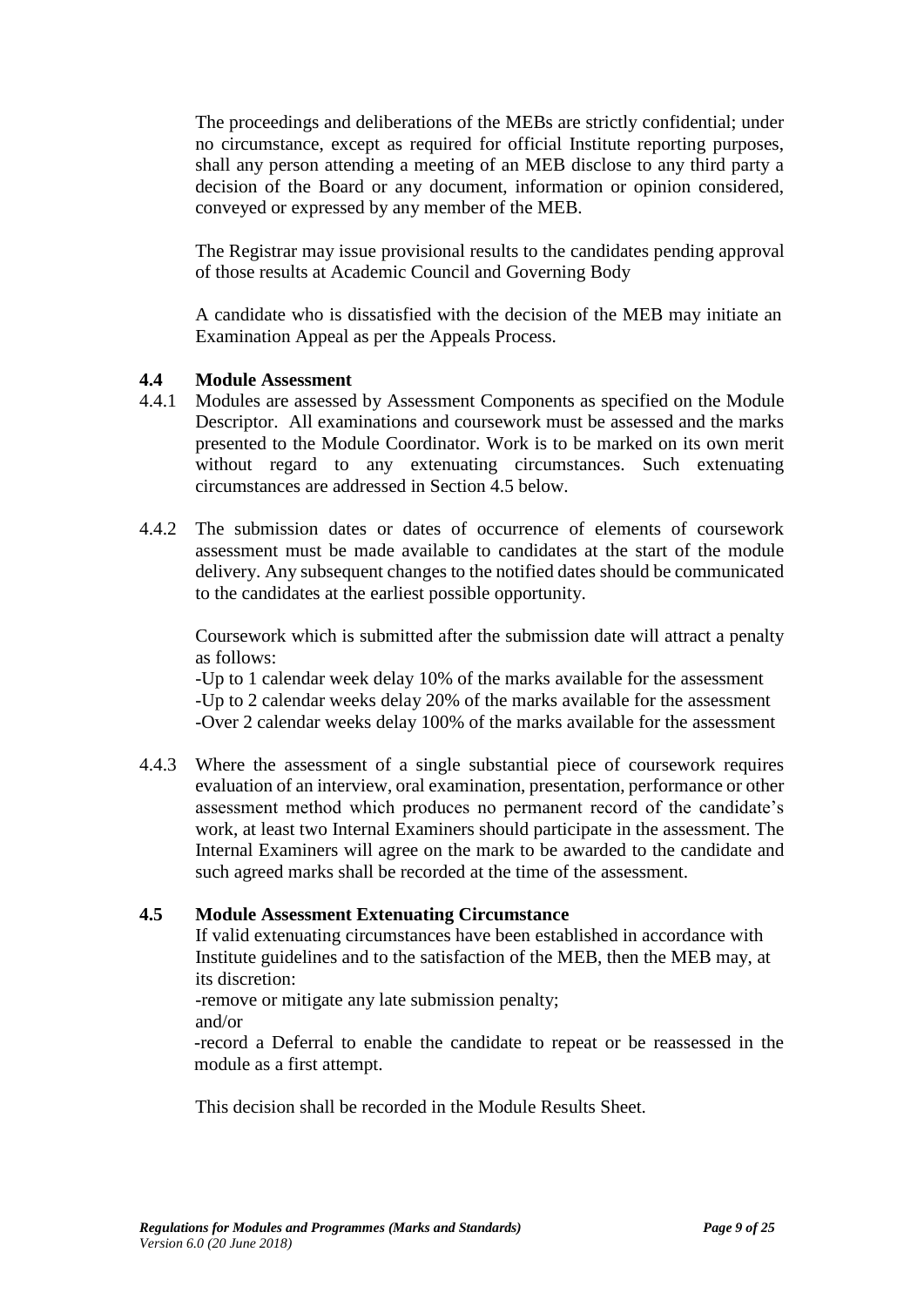The proceedings and deliberations of the MEBs are strictly confidential; under no circumstance, except as required for official Institute reporting purposes, shall any person attending a meeting of an MEB disclose to any third party a decision of the Board or any document, information or opinion considered, conveyed or expressed by any member of the MEB.

The Registrar may issue provisional results to the candidates pending approval of those results at Academic Council and Governing Body

A candidate who is dissatisfied with the decision of the MEB may initiate an Examination Appeal as per the Appeals Process.

### 4.4 Module Assessment

4.4.1 Modules are assessed by Assessment Components as specified on the Module Descriptor. All examinations and coursework must be assessed and the marks presented to the Module Coordinator. Work is to be marked on its own merit without regard to any extenuating circumstances. Such extenuating circumstances are addressed in Section 4.5 below.

4.4.2 The submission dates or dates of occurrence of elements of coursework assessment must be made available to candidates at the start of the module delivery. Any subsequent changes to the notified dates should be communicated to the candidates at the earliest possible opportunity.

Coursework which is submitted after the submission date will attract a penalty as follows:

-Up to 1 calendar week delay 10% of the marks available for the assessment
-Up to 2 calendar weeks delay 20% of the marks available for the assessment
-Over 2 calendar weeks delay 100% of the marks available for the assessment

4.4.3 Where the assessment of a single substantial piece of coursework requires evaluation of an interview, oral examination, presentation, performance or other assessment method which produces no permanent record of the candidate's work, at least two Internal Examiners should participate in the assessment. The Internal Examiners will agree on the mark to be awarded to the candidate and such agreed marks shall be recorded at the time of the assessment.

### 4.5 Module Assessment Extenuating Circumstance

If valid extenuating circumstances have been established in accordance with Institute guidelines and to the satisfaction of the MEB, then the MEB may, at its discretion:

-remove or mitigate any late submission penalty;
and/or
-record a Deferral to enable the candidate to repeat or be reassessed in the module as a first attempt.

This decision shall be recorded in the Module Results Sheet.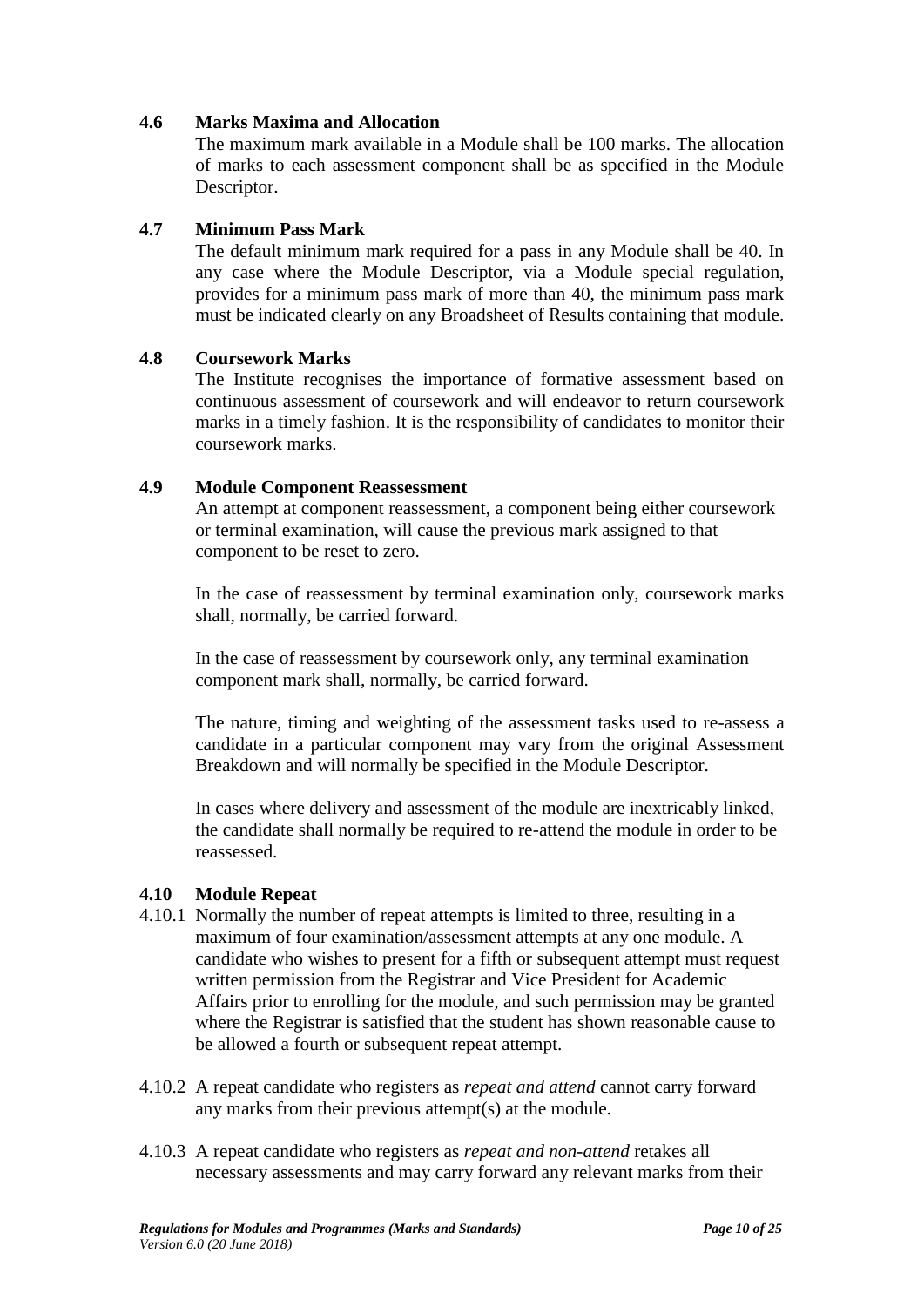**4.6 Marks Maxima and Allocation**

The maximum mark available in a Module shall be 100 marks. The allocation of marks to each assessment component shall be as specified in the Module Descriptor.

**4.7 Minimum Pass Mark**

The default minimum mark required for a pass in any Module shall be 40. In any case where the Module Descriptor, via a Module special regulation, provides for a minimum pass mark of more than 40, the minimum pass mark must be indicated clearly on any Broadsheet of Results containing that module.

**4.8 Coursework Marks**

The Institute recognises the importance of formative assessment based on continuous assessment of coursework and will endeavor to return coursework marks in a timely fashion. It is the responsibility of candidates to monitor their coursework marks.

**4.9 Module Component Reassessment**

An attempt at component reassessment, a component being either coursework or terminal examination, will cause the previous mark assigned to that component to be reset to zero.

In the case of reassessment by terminal examination only, coursework marks shall, normally, be carried forward.

In the case of reassessment by coursework only, any terminal examination component mark shall, normally, be carried forward.

The nature, timing and weighting of the assessment tasks used to re-assess a candidate in a particular component may vary from the original Assessment Breakdown and will normally be specified in the Module Descriptor.

In cases where delivery and assessment of the module are inextricably linked, the candidate shall normally be required to re-attend the module in order to be reassessed.

**4.10 Module Repeat**

4.10.1 Normally the number of repeat attempts is limited to three, resulting in a maximum of four examination/assessment attempts at any one module. A candidate who wishes to present for a fifth or subsequent attempt must request written permission from the Registrar and Vice President for Academic Affairs prior to enrolling for the module, and such permission may be granted where the Registrar is satisfied that the student has shown reasonable cause to be allowed a fourth or subsequent repeat attempt.

4.10.2 A repeat candidate who registers as *repeat and attend* cannot carry forward any marks from their previous attempt(s) at the module.

4.10.3 A repeat candidate who registers as *repeat and non-attend* retakes all necessary assessments and may carry forward any relevant marks from their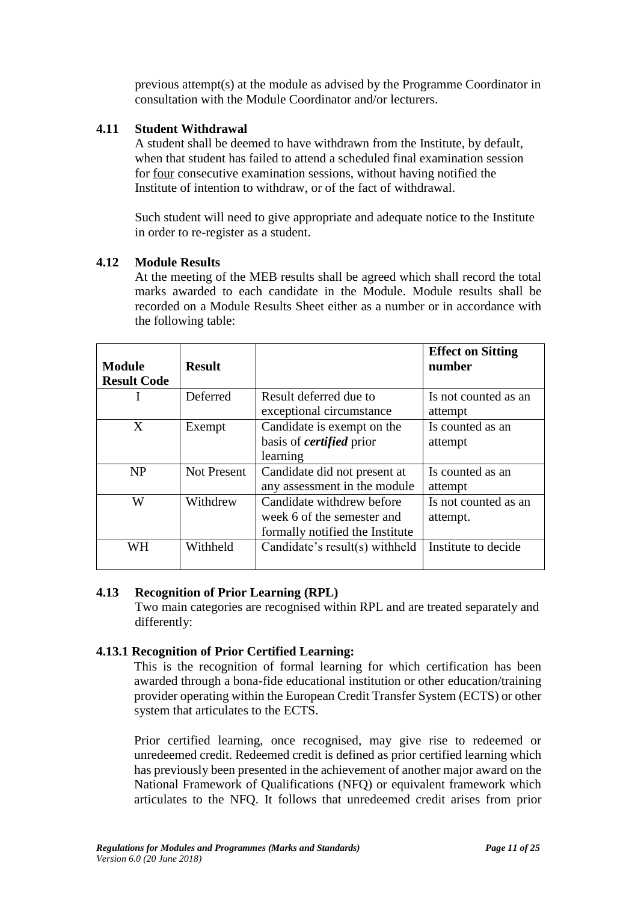previous attempt(s) at the module as advised by the Programme Coordinator in consultation with the Module Coordinator and/or lecturers.

### 4.11 Student Withdrawal

A student shall be deemed to have withdrawn from the Institute, by default, when that student has failed to attend a scheduled final examination session for <u>four</u> consecutive examination sessions, without having notified the Institute of intention to withdraw, or of the fact of withdrawal.

Such student will need to give appropriate and adequate notice to the Institute in order to re-register as a student.

### 4.12 Module Results

At the meeting of the MEB results shall be agreed which shall record the total marks awarded to each candidate in the Module. Module results shall be recorded on a Module Results Sheet either as a number or in accordance with the following table:

| Module Result Code | Result | | Effect on Sitting number |
|---|---|---|---|
| I | Deferred | Result deferred due to exceptional circumstance | Is not counted as an attempt |
| X | Exempt | Candidate is exempt on the basis of ***certified*** prior learning | Is counted as an attempt |
| NP | Not Present | Candidate did not present at any assessment in the module | Is counted as an attempt |
| W | Withdrew | Candidate withdrew before week 6 of the semester and formally notified the Institute | Is not counted as an attempt. |
| WH | Withheld | Candidate's result(s) withheld | Institute to decide |

### 4.13 Recognition of Prior Learning (RPL)

Two main categories are recognised within RPL and are treated separately and differently:

#### 4.13.1 Recognition of Prior Certified Learning:

This is the recognition of formal learning for which certification has been awarded through a bona-fide educational institution or other education/training provider operating within the European Credit Transfer System (ECTS) or other system that articulates to the ECTS.

Prior certified learning, once recognised, may give rise to redeemed or unredeemed credit. Redeemed credit is defined as prior certified learning which has previously been presented in the achievement of another major award on the National Framework of Qualifications (NFQ) or equivalent framework which articulates to the NFQ. It follows that unredeemed credit arises from prior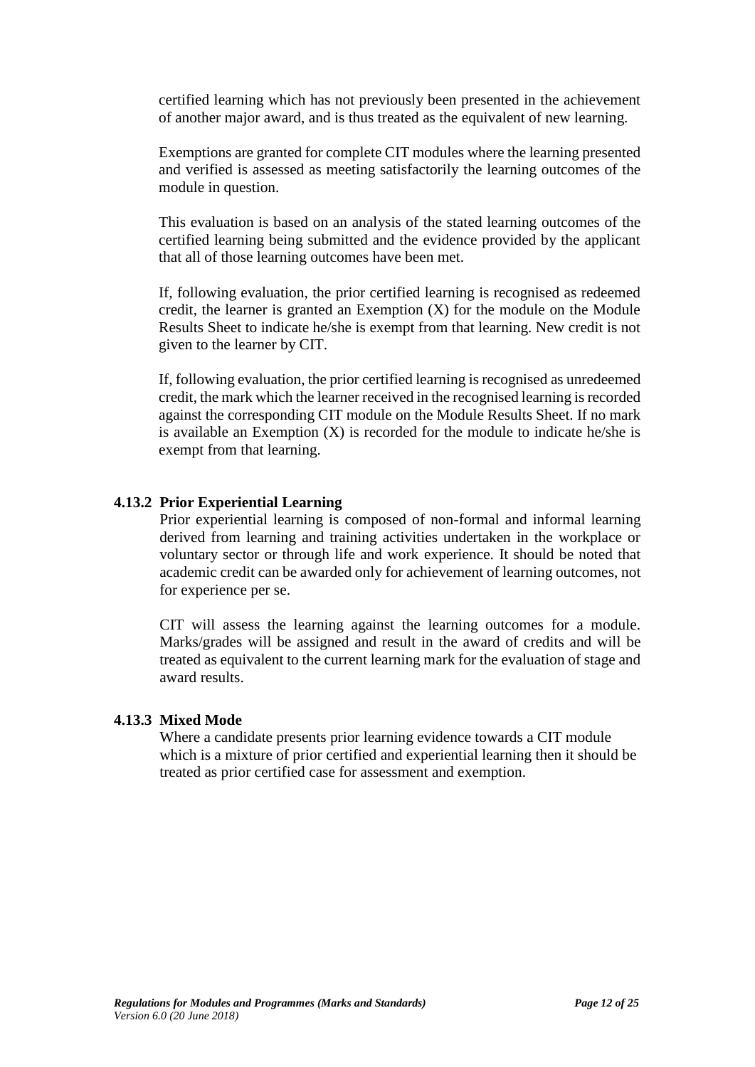certified learning which has not previously been presented in the achievement of another major award, and is thus treated as the equivalent of new learning.

Exemptions are granted for complete CIT modules where the learning presented and verified is assessed as meeting satisfactorily the learning outcomes of the module in question.

This evaluation is based on an analysis of the stated learning outcomes of the certified learning being submitted and the evidence provided by the applicant that all of those learning outcomes have been met.

If, following evaluation, the prior certified learning is recognised as redeemed credit, the learner is granted an Exemption (X) for the module on the Module Results Sheet to indicate he/she is exempt from that learning. New credit is not given to the learner by CIT.

If, following evaluation, the prior certified learning is recognised as unredeemed credit, the mark which the learner received in the recognised learning is recorded against the corresponding CIT module on the Module Results Sheet. If no mark is available an Exemption (X) is recorded for the module to indicate he/she is exempt from that learning.

### 4.13.2 Prior Experiential Learning

Prior experiential learning is composed of non-formal and informal learning derived from learning and training activities undertaken in the workplace or voluntary sector or through life and work experience. It should be noted that academic credit can be awarded only for achievement of learning outcomes, not for experience per se.

CIT will assess the learning against the learning outcomes for a module. Marks/grades will be assigned and result in the award of credits and will be treated as equivalent to the current learning mark for the evaluation of stage and award results.

### 4.13.3 Mixed Mode

Where a candidate presents prior learning evidence towards a CIT module which is a mixture of prior certified and experiential learning then it should be treated as prior certified case for assessment and exemption.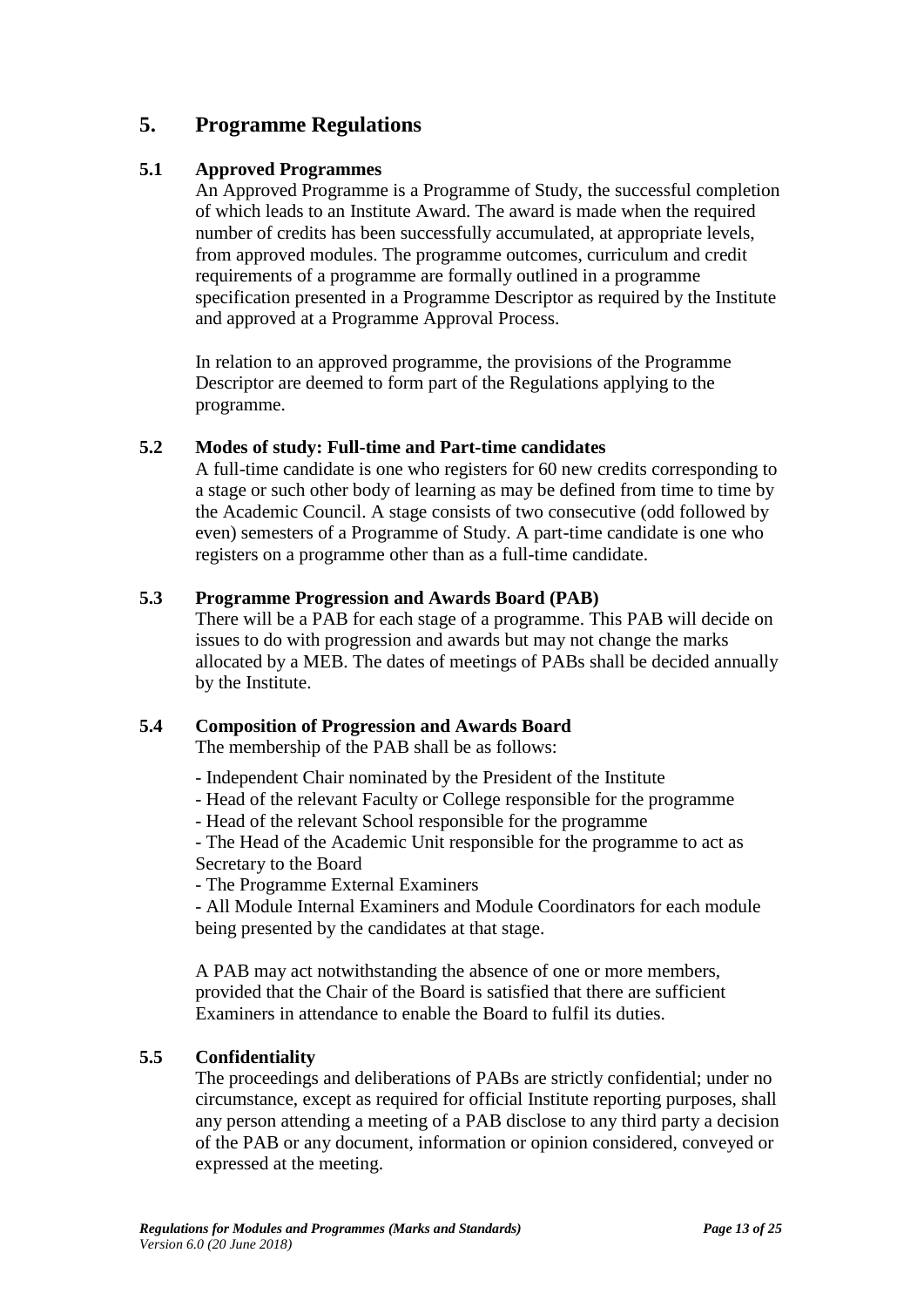# 5. Programme Regulations

## 5.1 Approved Programmes

An Approved Programme is a Programme of Study, the successful completion of which leads to an Institute Award. The award is made when the required number of credits has been successfully accumulated, at appropriate levels, from approved modules. The programme outcomes, curriculum and credit requirements of a programme are formally outlined in a programme specification presented in a Programme Descriptor as required by the Institute and approved at a Programme Approval Process.

In relation to an approved programme, the provisions of the Programme Descriptor are deemed to form part of the Regulations applying to the programme.

## 5.2 Modes of study: Full-time and Part-time candidates

A full-time candidate is one who registers for 60 new credits corresponding to a stage or such other body of learning as may be defined from time to time by the Academic Council. A stage consists of two consecutive (odd followed by even) semesters of a Programme of Study. A part-time candidate is one who registers on a programme other than as a full-time candidate.

## 5.3 Programme Progression and Awards Board (PAB)

There will be a PAB for each stage of a programme. This PAB will decide on issues to do with progression and awards but may not change the marks allocated by a MEB. The dates of meetings of PABs shall be decided annually by the Institute.

## 5.4 Composition of Progression and Awards Board

The membership of the PAB shall be as follows:

- Independent Chair nominated by the President of the Institute
- Head of the relevant Faculty or College responsible for the programme
- Head of the relevant School responsible for the programme
- The Head of the Academic Unit responsible for the programme to act as Secretary to the Board
- The Programme External Examiners
- All Module Internal Examiners and Module Coordinators for each module being presented by the candidates at that stage.

A PAB may act notwithstanding the absence of one or more members, provided that the Chair of the Board is satisfied that there are sufficient Examiners in attendance to enable the Board to fulfil its duties.

## 5.5 Confidentiality

The proceedings and deliberations of PABs are strictly confidential; under no circumstance, except as required for official Institute reporting purposes, shall any person attending a meeting of a PAB disclose to any third party a decision of the PAB or any document, information or opinion considered, conveyed or expressed at the meeting.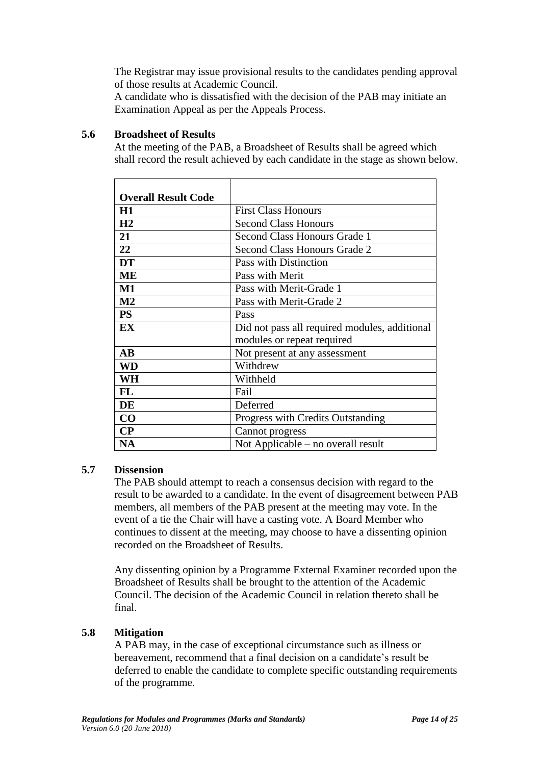The Registrar may issue provisional results to the candidates pending approval of those results at Academic Council.
A candidate who is dissatisfied with the decision of the PAB may initiate an Examination Appeal as per the Appeals Process.

### 5.6 Broadsheet of Results

At the meeting of the PAB, a Broadsheet of Results shall be agreed which shall record the result achieved by each candidate in the stage as shown below.

| **Overall Result Code** | |
|---|---|
| **H1** | First Class Honours |
| **H2** | Second Class Honours |
| **21** | Second Class Honours Grade 1 |
| **22** | Second Class Honours Grade 2 |
| **DT** | Pass with Distinction |
| **ME** | Pass with Merit |
| **M1** | Pass with Merit-Grade 1 |
| **M2** | Pass with Merit-Grade 2 |
| **PS** | Pass |
| **EX** | Did not pass all required modules, additional modules or repeat required |
| **AB** | Not present at any assessment |
| **WD** | Withdrew |
| **WH** | Withheld |
| **FL** | Fail |
| **DE** | Deferred |
| **CO** | Progress with Credits Outstanding |
| **CP** | Cannot progress |
| **NA** | Not Applicable – no overall result |

### 5.7 Dissension

The PAB should attempt to reach a consensus decision with regard to the result to be awarded to a candidate. In the event of disagreement between PAB members, all members of the PAB present at the meeting may vote. In the event of a tie the Chair will have a casting vote. A Board Member who continues to dissent at the meeting, may choose to have a dissenting opinion recorded on the Broadsheet of Results.

Any dissenting opinion by a Programme External Examiner recorded upon the Broadsheet of Results shall be brought to the attention of the Academic Council. The decision of the Academic Council in relation thereto shall be final.

### 5.8 Mitigation

A PAB may, in the case of exceptional circumstance such as illness or bereavement, recommend that a final decision on a candidate's result be deferred to enable the candidate to complete specific outstanding requirements of the programme.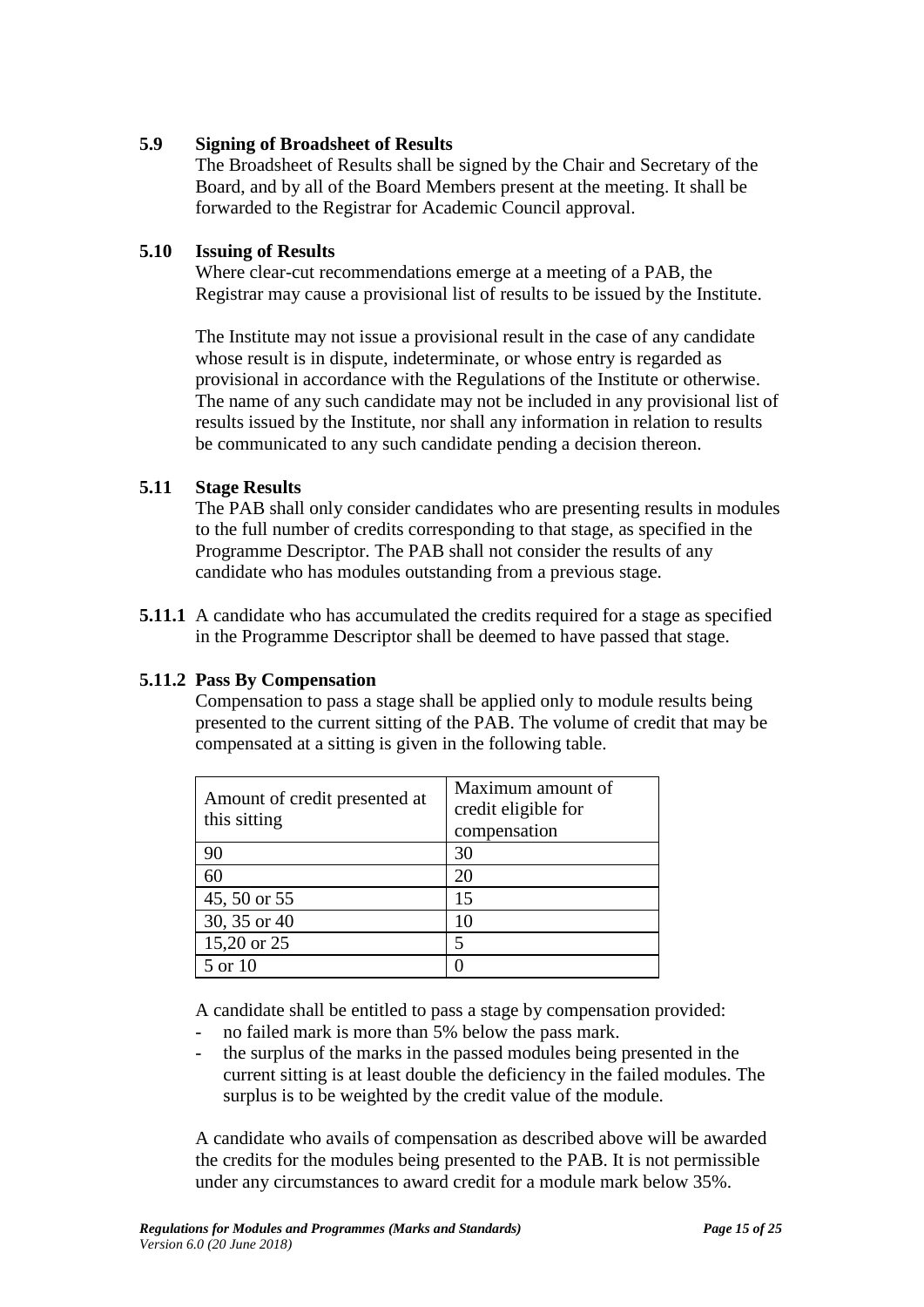### 5.9 Signing of Broadsheet of Results

The Broadsheet of Results shall be signed by the Chair and Secretary of the Board, and by all of the Board Members present at the meeting. It shall be forwarded to the Registrar for Academic Council approval.

### 5.10 Issuing of Results

Where clear-cut recommendations emerge at a meeting of a PAB, the Registrar may cause a provisional list of results to be issued by the Institute.

The Institute may not issue a provisional result in the case of any candidate whose result is in dispute, indeterminate, or whose entry is regarded as provisional in accordance with the Regulations of the Institute or otherwise. The name of any such candidate may not be included in any provisional list of results issued by the Institute, nor shall any information in relation to results be communicated to any such candidate pending a decision thereon.

### 5.11 Stage Results

The PAB shall only consider candidates who are presenting results in modules to the full number of credits corresponding to that stage, as specified in the Programme Descriptor. The PAB shall not consider the results of any candidate who has modules outstanding from a previous stage.

**5.11.1** A candidate who has accumulated the credits required for a stage as specified in the Programme Descriptor shall be deemed to have passed that stage.

#### 5.11.2 Pass By Compensation

Compensation to pass a stage shall be applied only to module results being presented to the current sitting of the PAB. The volume of credit that may be compensated at a sitting is given in the following table.

| Amount of credit presented at this sitting | Maximum amount of credit eligible for compensation |
|---|---|
| 90 | 30 |
| 60 | 20 |
| 45, 50 or 55 | 15 |
| 30, 35 or 40 | 10 |
| 15,20 or 25 | 5 |
| 5 or 10 | 0 |

A candidate shall be entitled to pass a stage by compensation provided:

- no failed mark is more than 5% below the pass mark.
- the surplus of the marks in the passed modules being presented in the current sitting is at least double the deficiency in the failed modules. The surplus is to be weighted by the credit value of the module.

A candidate who avails of compensation as described above will be awarded the credits for the modules being presented to the PAB. It is not permissible under any circumstances to award credit for a module mark below 35%.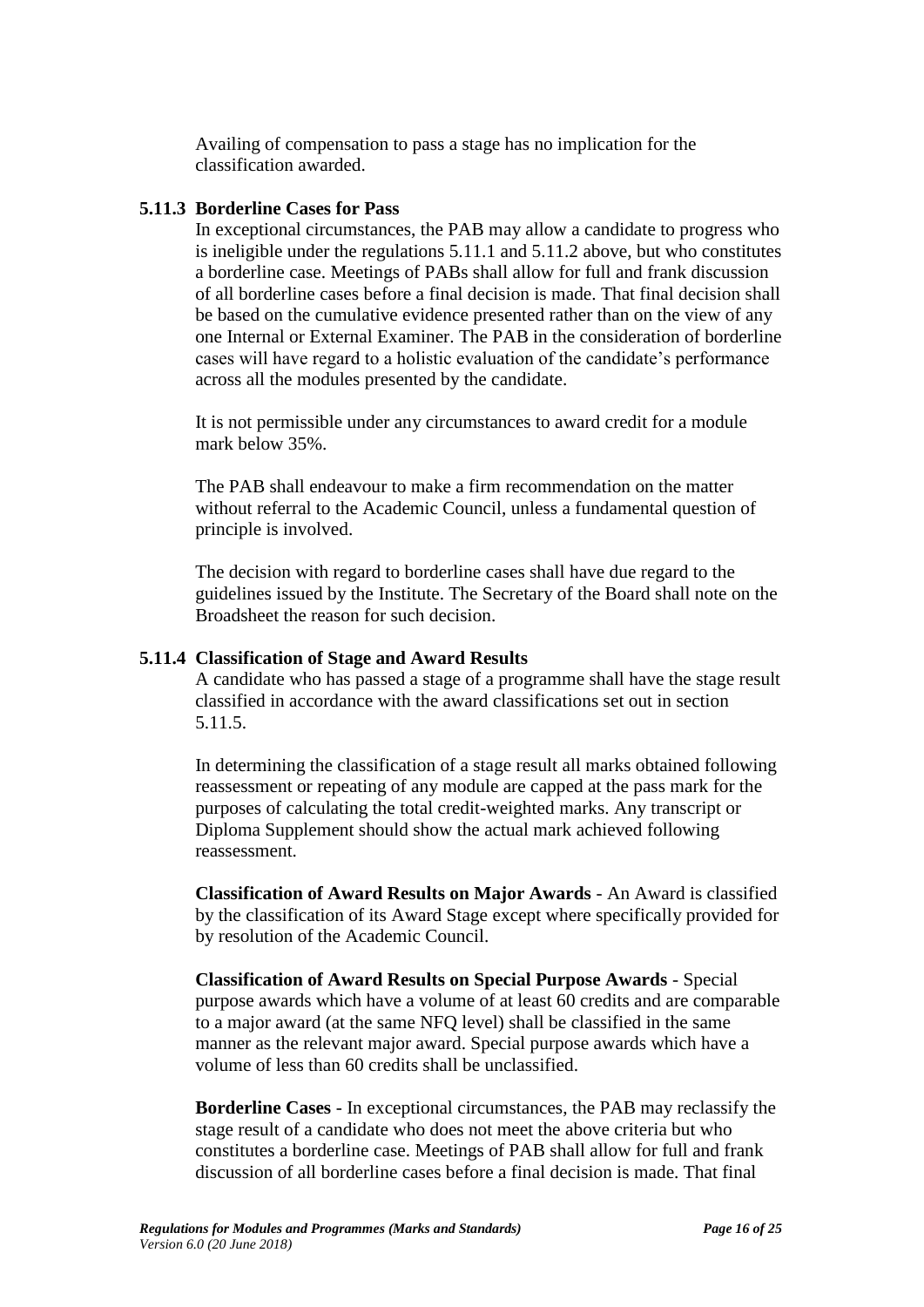Availing of compensation to pass a stage has no implication for the classification awarded.

### 5.11.3 Borderline Cases for Pass

In exceptional circumstances, the PAB may allow a candidate to progress who is ineligible under the regulations 5.11.1 and 5.11.2 above, but who constitutes a borderline case. Meetings of PABs shall allow for full and frank discussion of all borderline cases before a final decision is made. That final decision shall be based on the cumulative evidence presented rather than on the view of any one Internal or External Examiner. The PAB in the consideration of borderline cases will have regard to a holistic evaluation of the candidate's performance across all the modules presented by the candidate.

It is not permissible under any circumstances to award credit for a module mark below 35%.

The PAB shall endeavour to make a firm recommendation on the matter without referral to the Academic Council, unless a fundamental question of principle is involved.

The decision with regard to borderline cases shall have due regard to the guidelines issued by the Institute. The Secretary of the Board shall note on the Broadsheet the reason for such decision.

### 5.11.4 Classification of Stage and Award Results

A candidate who has passed a stage of a programme shall have the stage result classified in accordance with the award classifications set out in section 5.11.5.

In determining the classification of a stage result all marks obtained following reassessment or repeating of any module are capped at the pass mark for the purposes of calculating the total credit-weighted marks. Any transcript or Diploma Supplement should show the actual mark achieved following reassessment.

**Classification of Award Results on Major Awards** - An Award is classified by the classification of its Award Stage except where specifically provided for by resolution of the Academic Council.

**Classification of Award Results on Special Purpose Awards** - Special purpose awards which have a volume of at least 60 credits and are comparable to a major award (at the same NFQ level) shall be classified in the same manner as the relevant major award. Special purpose awards which have a volume of less than 60 credits shall be unclassified.

**Borderline Cases** - In exceptional circumstances, the PAB may reclassify the stage result of a candidate who does not meet the above criteria but who constitutes a borderline case. Meetings of PAB shall allow for full and frank discussion of all borderline cases before a final decision is made. That final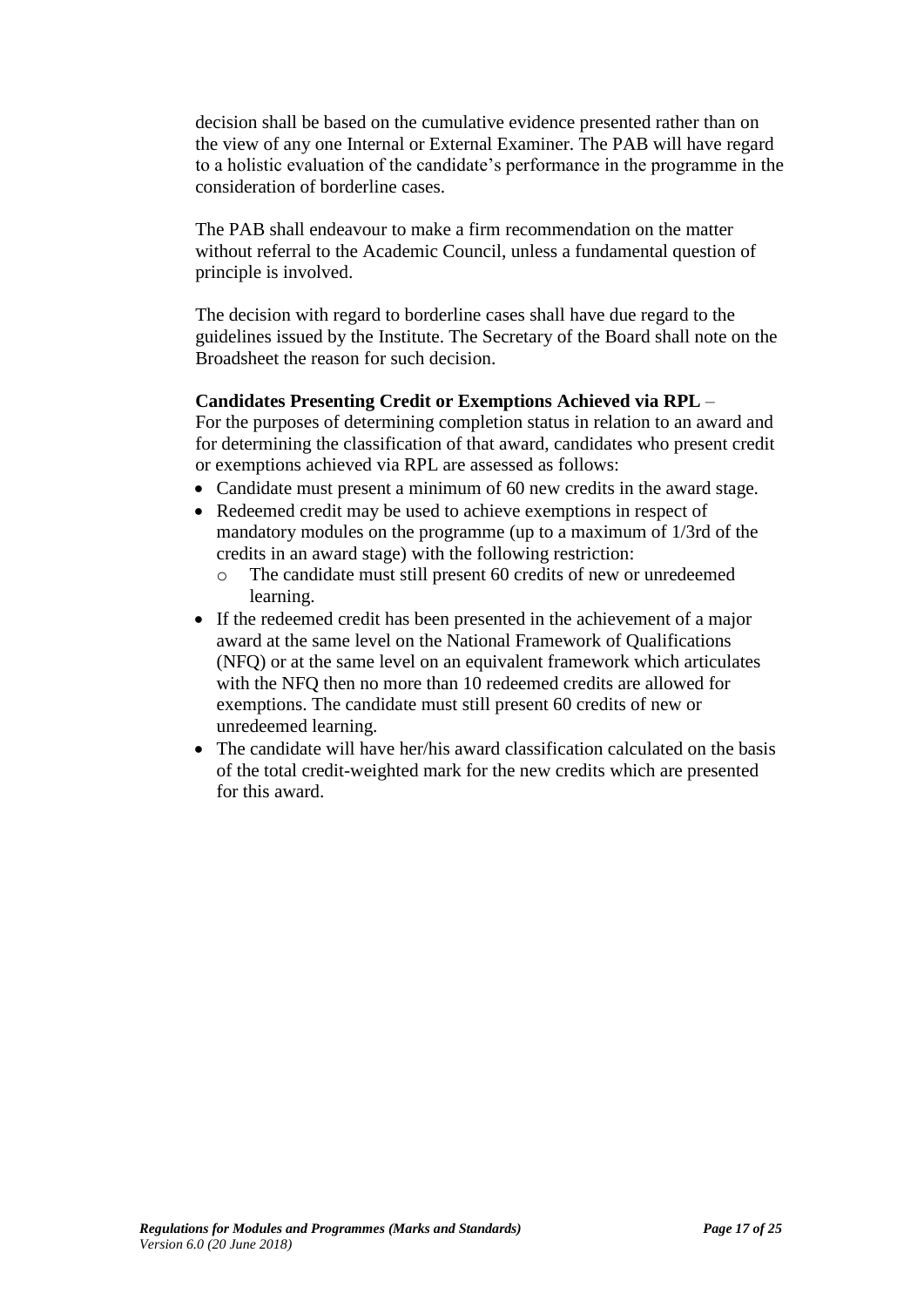decision shall be based on the cumulative evidence presented rather than on the view of any one Internal or External Examiner. The PAB will have regard to a holistic evaluation of the candidate's performance in the programme in the consideration of borderline cases.

The PAB shall endeavour to make a firm recommendation on the matter without referral to the Academic Council, unless a fundamental question of principle is involved.

The decision with regard to borderline cases shall have due regard to the guidelines issued by the Institute. The Secretary of the Board shall note on the Broadsheet the reason for such decision.

**Candidates Presenting Credit or Exemptions Achieved via RPL** –
For the purposes of determining completion status in relation to an award and for determining the classification of that award, candidates who present credit or exemptions achieved via RPL are assessed as follows:

- Candidate must present a minimum of 60 new credits in the award stage.
- Redeemed credit may be used to achieve exemptions in respect of mandatory modules on the programme (up to a maximum of 1/3rd of the credits in an award stage) with the following restriction:
  - The candidate must still present 60 credits of new or unredeemed learning.
- If the redeemed credit has been presented in the achievement of a major award at the same level on the National Framework of Qualifications (NFQ) or at the same level on an equivalent framework which articulates with the NFQ then no more than 10 redeemed credits are allowed for exemptions. The candidate must still present 60 credits of new or unredeemed learning.
- The candidate will have her/his award classification calculated on the basis of the total credit-weighted mark for the new credits which are presented for this award.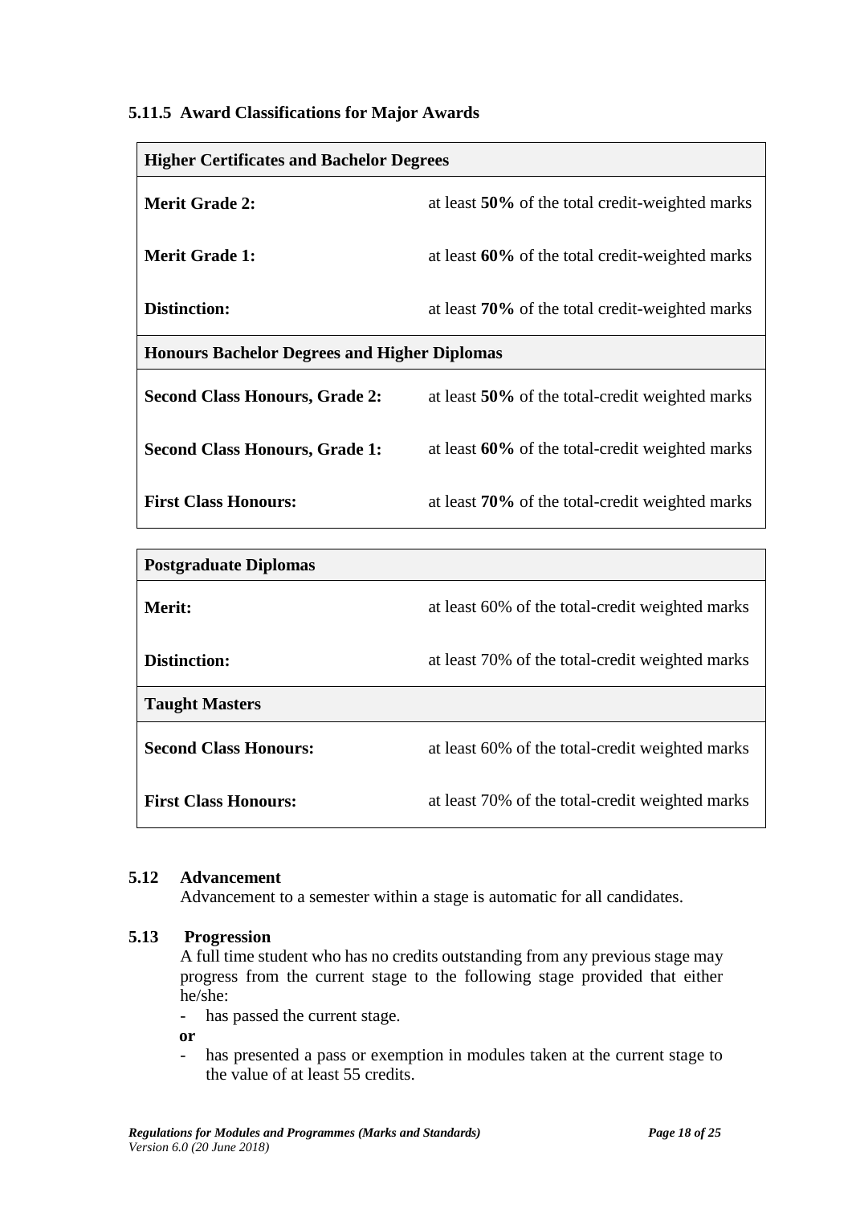### 5.11.5 Award Classifications for Major Awards

| **Higher Certificates and Bachelor Degrees** | |
|---|---|
| **Merit Grade 2:** | at least **50%** of the total credit-weighted marks |
| **Merit Grade 1:** | at least **60%** of the total credit-weighted marks |
| **Distinction:** | at least **70%** of the total credit-weighted marks |
| **Honours Bachelor Degrees and Higher Diplomas** | |
| **Second Class Honours, Grade 2:** | at least **50%** of the total-credit weighted marks |
| **Second Class Honours, Grade 1:** | at least **60%** of the total-credit weighted marks |
| **First Class Honours:** | at least **70%** of the total-credit weighted marks |

| **Postgraduate Diplomas** | |
|---|---|
| **Merit:** | at least 60% of the total-credit weighted marks |
| **Distinction:** | at least 70% of the total-credit weighted marks |
| **Taught Masters** | |
| **Second Class Honours:** | at least 60% of the total-credit weighted marks |
| **First Class Honours:** | at least 70% of the total-credit weighted marks |

### 5.12 Advancement

Advancement to a semester within a stage is automatic for all candidates.

### 5.13 Progression

A full time student who has no credits outstanding from any previous stage may progress from the current stage to the following stage provided that either he/she:

- has passed the current stage.

**or**

- has presented a pass or exemption in modules taken at the current stage to the value of at least 55 credits.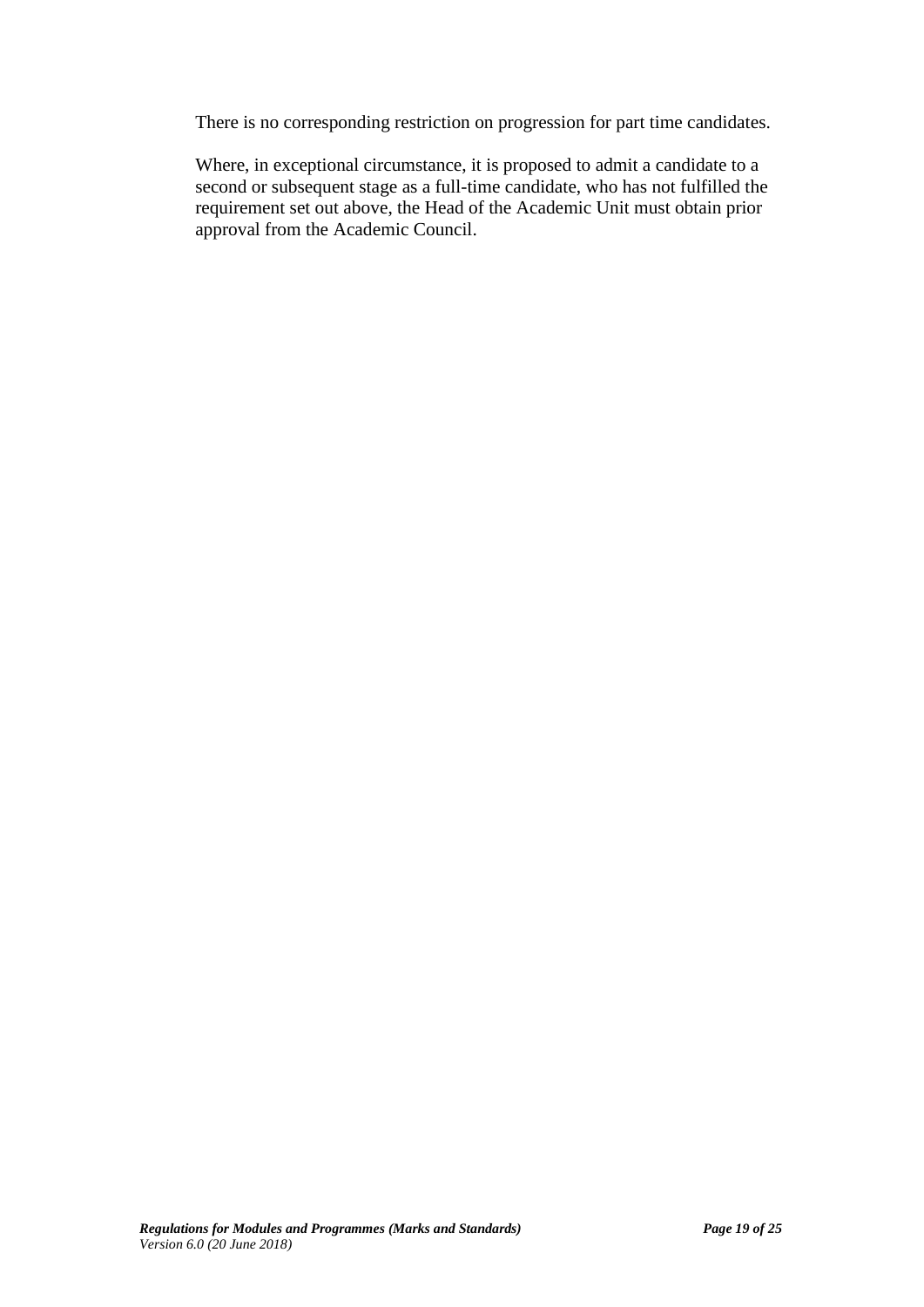There is no corresponding restriction on progression for part time candidates.

Where, in exceptional circumstance, it is proposed to admit a candidate to a second or subsequent stage as a full-time candidate, who has not fulfilled the requirement set out above, the Head of the Academic Unit must obtain prior approval from the Academic Council.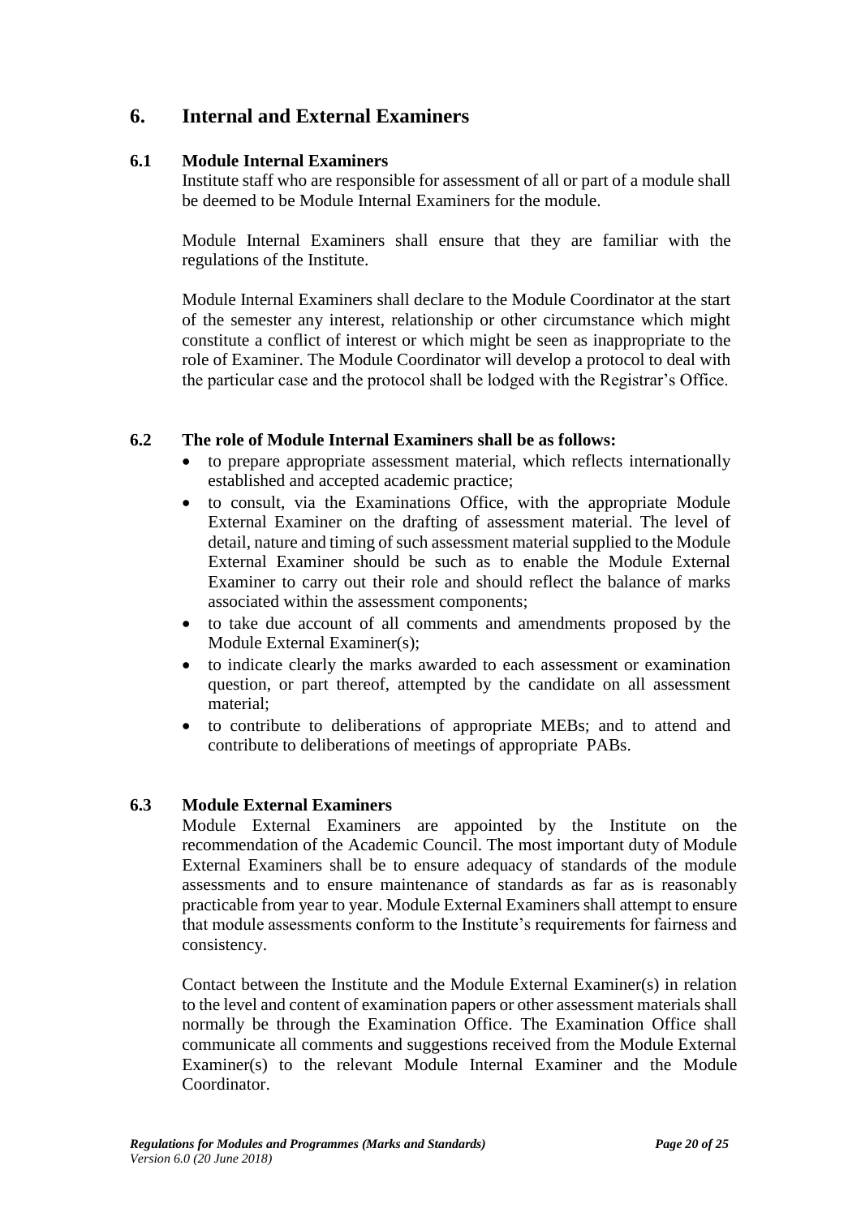## 6. Internal and External Examiners

### 6.1 Module Internal Examiners

Institute staff who are responsible for assessment of all or part of a module shall be deemed to be Module Internal Examiners for the module.

Module Internal Examiners shall ensure that they are familiar with the regulations of the Institute.

Module Internal Examiners shall declare to the Module Coordinator at the start of the semester any interest, relationship or other circumstance which might constitute a conflict of interest or which might be seen as inappropriate to the role of Examiner. The Module Coordinator will develop a protocol to deal with the particular case and the protocol shall be lodged with the Registrar's Office.

### 6.2 The role of Module Internal Examiners shall be as follows:

- to prepare appropriate assessment material, which reflects internationally established and accepted academic practice;
- to consult, via the Examinations Office, with the appropriate Module External Examiner on the drafting of assessment material. The level of detail, nature and timing of such assessment material supplied to the Module External Examiner should be such as to enable the Module External Examiner to carry out their role and should reflect the balance of marks associated within the assessment components;
- to take due account of all comments and amendments proposed by the Module External Examiner(s);
- to indicate clearly the marks awarded to each assessment or examination question, or part thereof, attempted by the candidate on all assessment material;
- to contribute to deliberations of appropriate MEBs; and to attend and contribute to deliberations of meetings of appropriate PABs.

### 6.3 Module External Examiners

Module External Examiners are appointed by the Institute on the recommendation of the Academic Council. The most important duty of Module External Examiners shall be to ensure adequacy of standards of the module assessments and to ensure maintenance of standards as far as is reasonably practicable from year to year. Module External Examiners shall attempt to ensure that module assessments conform to the Institute's requirements for fairness and consistency.

Contact between the Institute and the Module External Examiner(s) in relation to the level and content of examination papers or other assessment materials shall normally be through the Examination Office. The Examination Office shall communicate all comments and suggestions received from the Module External Examiner(s) to the relevant Module Internal Examiner and the Module Coordinator.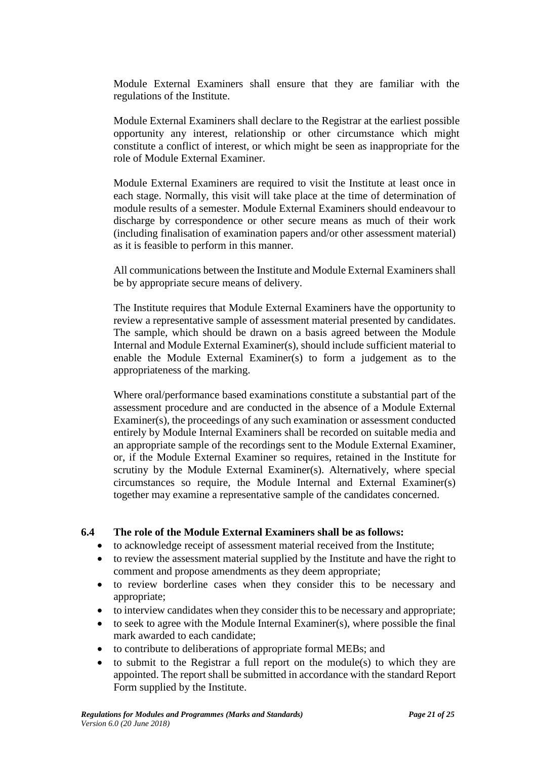Module External Examiners shall ensure that they are familiar with the regulations of the Institute.

Module External Examiners shall declare to the Registrar at the earliest possible opportunity any interest, relationship or other circumstance which might constitute a conflict of interest, or which might be seen as inappropriate for the role of Module External Examiner.

Module External Examiners are required to visit the Institute at least once in each stage. Normally, this visit will take place at the time of determination of module results of a semester. Module External Examiners should endeavour to discharge by correspondence or other secure means as much of their work (including finalisation of examination papers and/or other assessment material) as it is feasible to perform in this manner.

All communications between the Institute and Module External Examiners shall be by appropriate secure means of delivery.

The Institute requires that Module External Examiners have the opportunity to review a representative sample of assessment material presented by candidates. The sample, which should be drawn on a basis agreed between the Module Internal and Module External Examiner(s), should include sufficient material to enable the Module External Examiner(s) to form a judgement as to the appropriateness of the marking.

Where oral/performance based examinations constitute a substantial part of the assessment procedure and are conducted in the absence of a Module External Examiner(s), the proceedings of any such examination or assessment conducted entirely by Module Internal Examiners shall be recorded on suitable media and an appropriate sample of the recordings sent to the Module External Examiner, or, if the Module External Examiner so requires, retained in the Institute for scrutiny by the Module External Examiner(s). Alternatively, where special circumstances so require, the Module Internal and External Examiner(s) together may examine a representative sample of the candidates concerned.

**6.4 The role of the Module External Examiners shall be as follows:**

- to acknowledge receipt of assessment material received from the Institute;
- to review the assessment material supplied by the Institute and have the right to comment and propose amendments as they deem appropriate;
- to review borderline cases when they consider this to be necessary and appropriate;
- to interview candidates when they consider this to be necessary and appropriate;
- to seek to agree with the Module Internal Examiner(s), where possible the final mark awarded to each candidate;
- to contribute to deliberations of appropriate formal MEBs; and
- to submit to the Registrar a full report on the module(s) to which they are appointed. The report shall be submitted in accordance with the standard Report Form supplied by the Institute.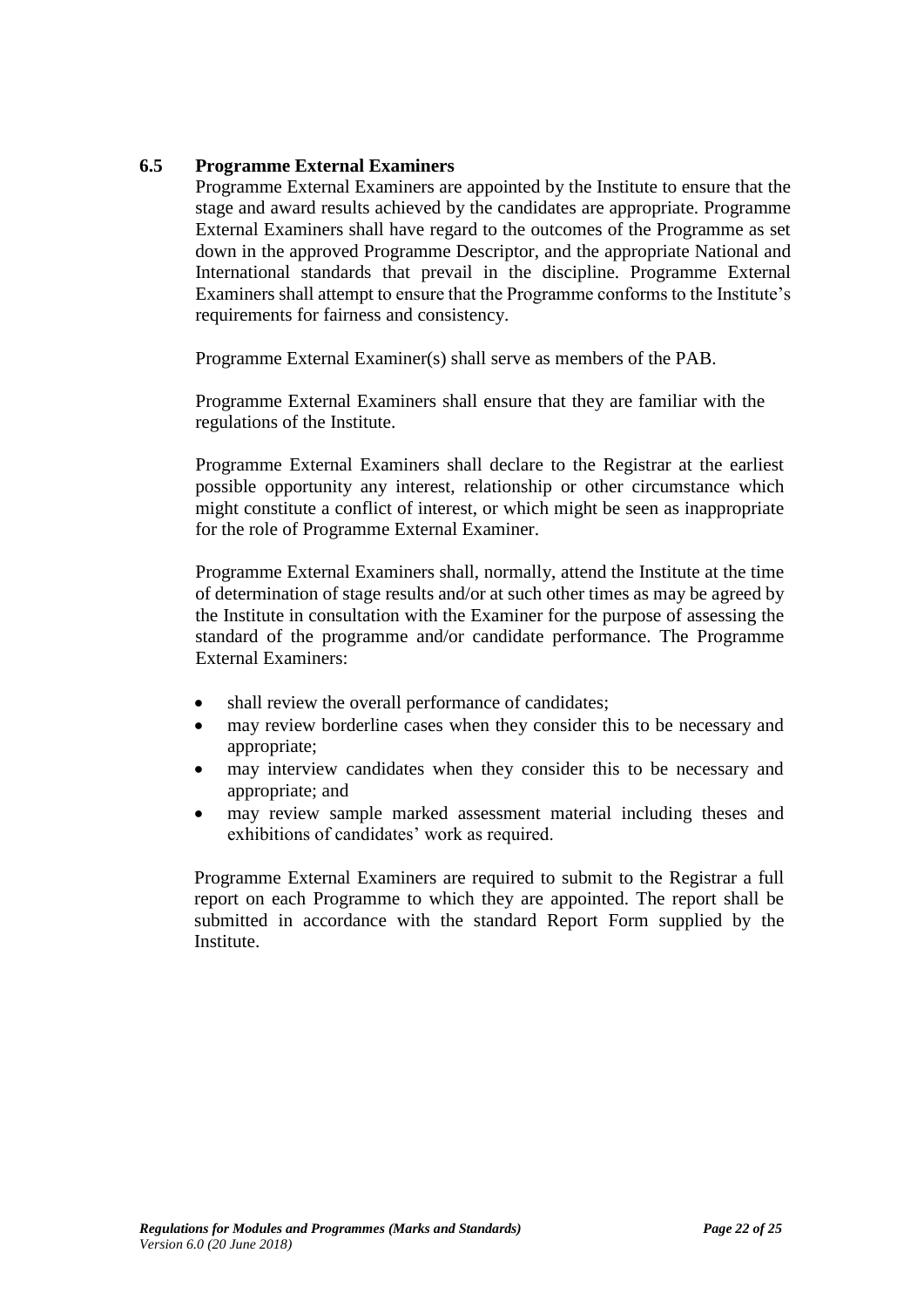### 6.5 Programme External Examiners

Programme External Examiners are appointed by the Institute to ensure that the stage and award results achieved by the candidates are appropriate. Programme External Examiners shall have regard to the outcomes of the Programme as set down in the approved Programme Descriptor, and the appropriate National and International standards that prevail in the discipline. Programme External Examiners shall attempt to ensure that the Programme conforms to the Institute's requirements for fairness and consistency.

Programme External Examiner(s) shall serve as members of the PAB.

Programme External Examiners shall ensure that they are familiar with the regulations of the Institute.

Programme External Examiners shall declare to the Registrar at the earliest possible opportunity any interest, relationship or other circumstance which might constitute a conflict of interest, or which might be seen as inappropriate for the role of Programme External Examiner.

Programme External Examiners shall, normally, attend the Institute at the time of determination of stage results and/or at such other times as may be agreed by the Institute in consultation with the Examiner for the purpose of assessing the standard of the programme and/or candidate performance. The Programme External Examiners:

- shall review the overall performance of candidates;
- may review borderline cases when they consider this to be necessary and appropriate;
- may interview candidates when they consider this to be necessary and appropriate; and
- may review sample marked assessment material including theses and exhibitions of candidates' work as required.

Programme External Examiners are required to submit to the Registrar a full report on each Programme to which they are appointed. The report shall be submitted in accordance with the standard Report Form supplied by the Institute.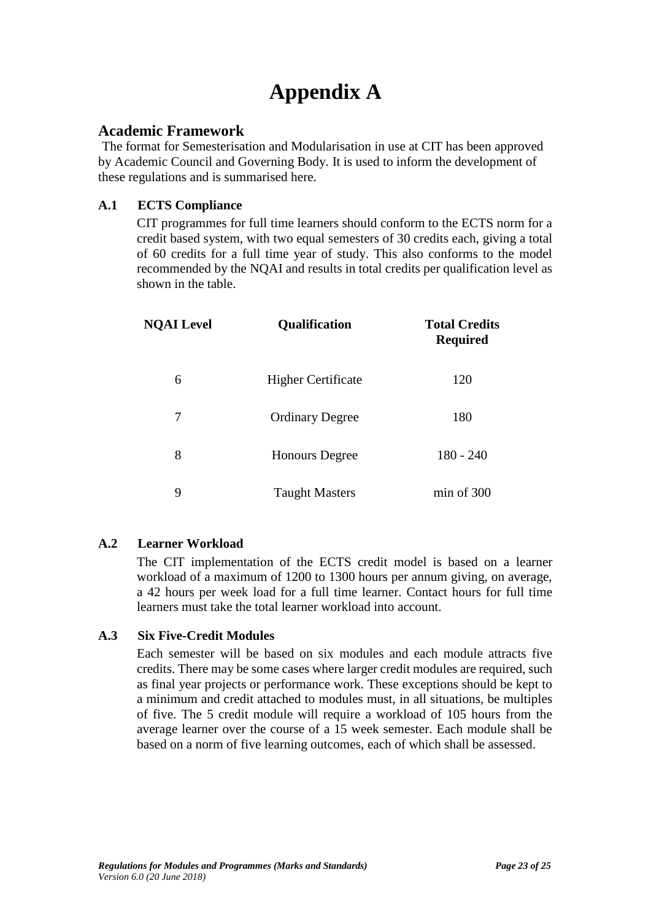# Appendix A

## Academic Framework

The format for Semesterisation and Modularisation in use at CIT has been approved by Academic Council and Governing Body. It is used to inform the development of these regulations and is summarised here.

### A.1 ECTS Compliance

CIT programmes for full time learners should conform to the ECTS norm for a credit based system, with two equal semesters of 30 credits each, giving a total of 60 credits for a full time year of study. This also conforms to the model recommended by the NQAI and results in total credits per qualification level as shown in the table.

| NQAI Level | Qualification | Total Credits Required |
|---|---|---|
| 6 | Higher Certificate | 120 |
| 7 | Ordinary Degree | 180 |
| 8 | Honours Degree | 180 - 240 |
| 9 | Taught Masters | min of 300 |

### A.2 Learner Workload

The CIT implementation of the ECTS credit model is based on a learner workload of a maximum of 1200 to 1300 hours per annum giving, on average, a 42 hours per week load for a full time learner. Contact hours for full time learners must take the total learner workload into account.

### A.3 Six Five-Credit Modules

Each semester will be based on six modules and each module attracts five credits. There may be some cases where larger credit modules are required, such as final year projects or performance work. These exceptions should be kept to a minimum and credit attached to modules must, in all situations, be multiples of five. The 5 credit module will require a workload of 105 hours from the average learner over the course of a 15 week semester. Each module shall be based on a norm of five learning outcomes, each of which shall be assessed.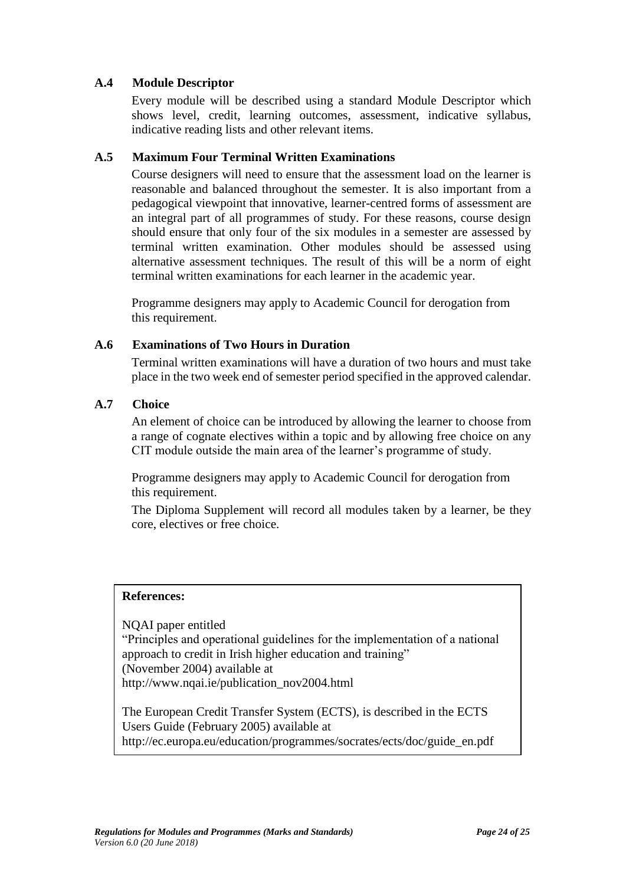### A.4 Module Descriptor

Every module will be described using a standard Module Descriptor which shows level, credit, learning outcomes, assessment, indicative syllabus, indicative reading lists and other relevant items.

### A.5 Maximum Four Terminal Written Examinations

Course designers will need to ensure that the assessment load on the learner is reasonable and balanced throughout the semester. It is also important from a pedagogical viewpoint that innovative, learner-centred forms of assessment are an integral part of all programmes of study. For these reasons, course design should ensure that only four of the six modules in a semester are assessed by terminal written examination. Other modules should be assessed using alternative assessment techniques. The result of this will be a norm of eight terminal written examinations for each learner in the academic year.

Programme designers may apply to Academic Council for derogation from this requirement.

### A.6 Examinations of Two Hours in Duration

Terminal written examinations will have a duration of two hours and must take place in the two week end of semester period specified in the approved calendar.

### A.7 Choice

An element of choice can be introduced by allowing the learner to choose from a range of cognate electives within a topic and by allowing free choice on any CIT module outside the main area of the learner's programme of study.

Programme designers may apply to Academic Council for derogation from this requirement.

The Diploma Supplement will record all modules taken by a learner, be they core, electives or free choice.

**References:**

NQAI paper entitled
"Principles and operational guidelines for the implementation of a national approach to credit in Irish higher education and training"
(November 2004) available at
http://www.nqai.ie/publication_nov2004.html

The European Credit Transfer System (ECTS), is described in the ECTS Users Guide (February 2005) available at
http://ec.europa.eu/education/programmes/socrates/ects/doc/guide_en.pdf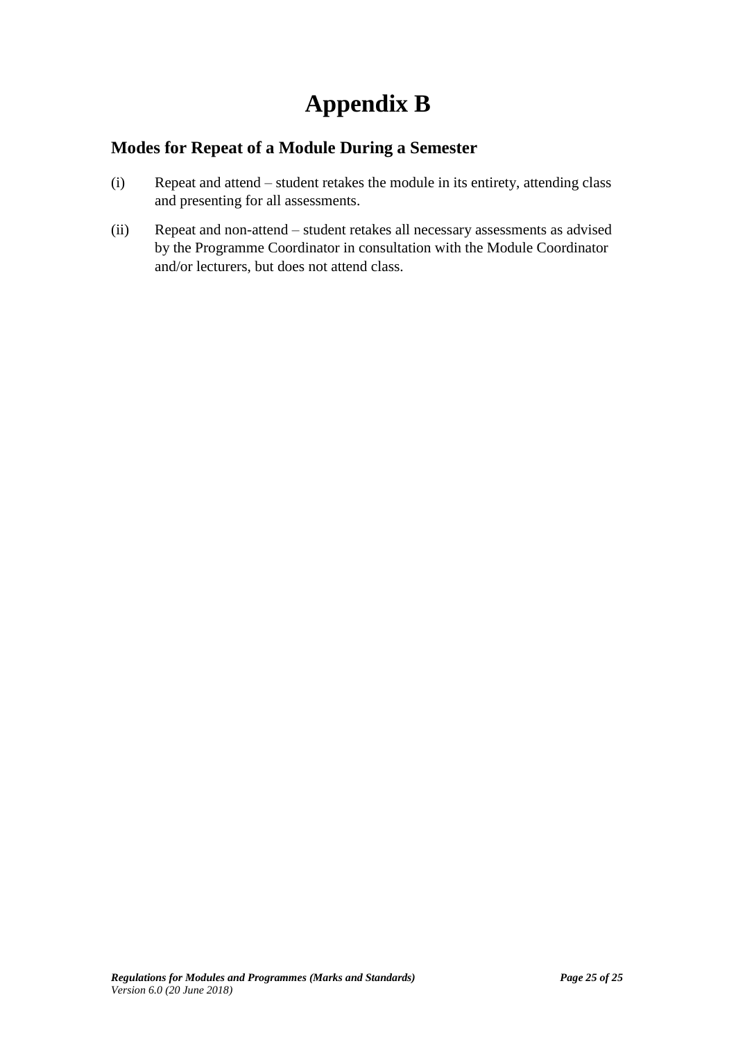# Appendix B

## Modes for Repeat of a Module During a Semester

(i) Repeat and attend – student retakes the module in its entirety, attending class and presenting for all assessments.

(ii) Repeat and non-attend – student retakes all necessary assessments as advised by the Programme Coordinator in consultation with the Module Coordinator and/or lecturers, but does not attend class.